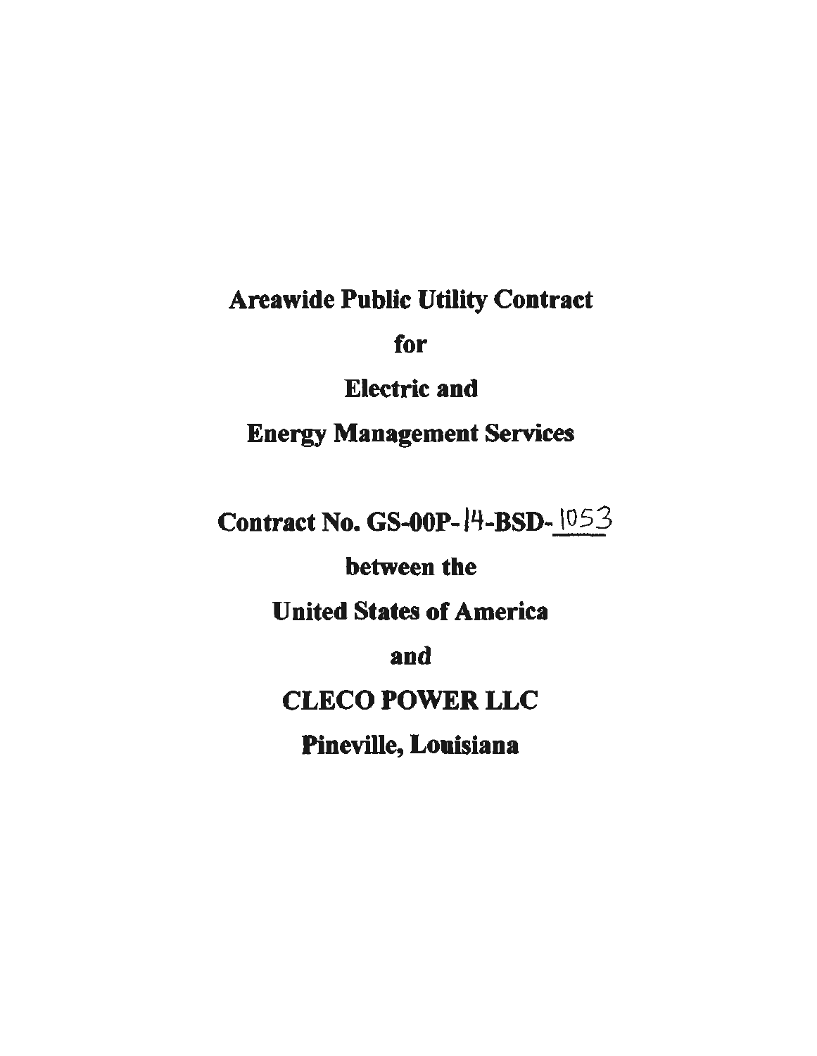# Areawide Public Utility Contract

# for

# Electric and

# Energy Management Services

**Contract No. GS-00P-14-BSD-1053**

**between the**

**United States of America**

**and**

**CLECO POWER LLC**

**Pineville, Louisiana**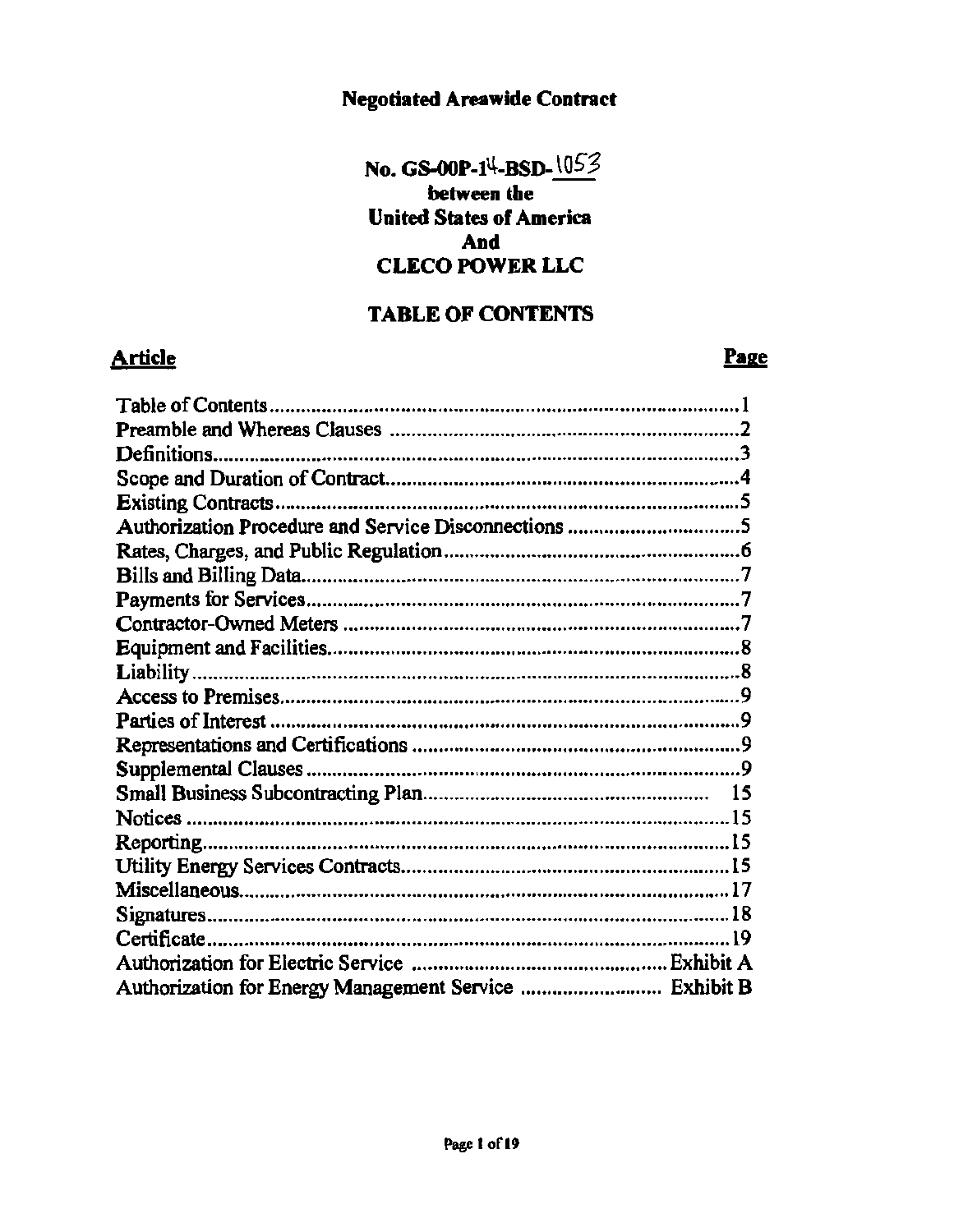# Negotiated Areawide Contract

## No. GS-00P-14-BSD-1053
## between the
## United States of America
## And
## CLECO POWER LLC

## TABLE OF CONTENTS

| Article | Page |
|---|---|
| Table of Contents | 1 |
| Preamble and Whereas Clauses | 2 |
| Definitions | 3 |
| Scope and Duration of Contract | 4 |
| Existing Contracts | 5 |
| Authorization Procedure and Service Disconnections | 5 |
| Rates, Charges, and Public Regulation | 6 |
| Bills and Billing Data | 7 |
| Payments for Services | 7 |
| Contractor-Owned Meters | 7 |
| Equipment and Facilities | 8 |
| Liability | 8 |
| Access to Premises | 9 |
| Parties of Interest | 9 |
| Representations and Certifications | 9 |
| Supplemental Clauses | 9 |
| Small Business Subcontracting Plan | 15 |
| Notices | 15 |
| Reporting | 15 |
| Utility Energy Services Contracts | 15 |
| Miscellaneous | 17 |
| Signatures | 18 |
| Certificate | 19 |
| Authorization for Electric Service | Exhibit A |
| Authorization for Energy Management Service | Exhibit B |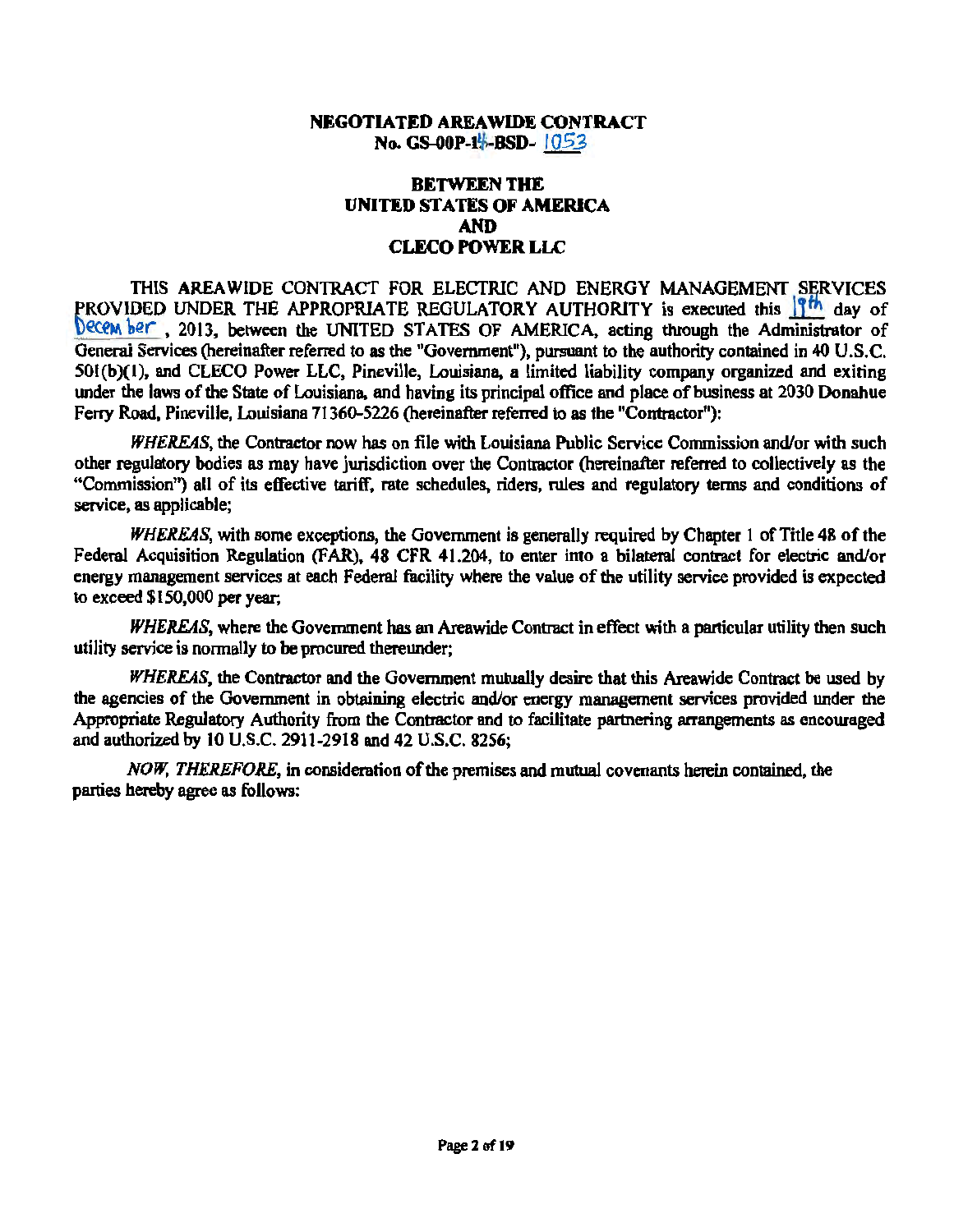# NEGOTIATED AREAWIDE CONTRACT
## No. GS-00P-14-BSD- 1053

## BETWEEN THE UNITED STATES OF AMERICA AND CLECO POWER LLC

THIS AREAWIDE CONTRACT FOR ELECTRIC AND ENERGY MANAGEMENT SERVICES PROVIDED UNDER THE APPROPRIATE REGULATORY AUTHORITY is executed this 19th day of December, 2013, between the UNITED STATES OF AMERICA, acting through the Administrator of General Services (hereinafter referred to as the "Government"), pursuant to the authority contained in 40 U.S.C. 501(b)(1), and CLECO Power LLC, Pineville, Louisiana, a limited liability company organized and exiting under the laws of the State of Louisiana, and having its principal office and place of business at 2030 Donahue Ferry Road, Pineville, Louisiana 71360-5226 (hereinafter referred to as the "Contractor"):

*WHEREAS*, the Contractor now has on file with Louisiana Public Service Commission and/or with such other regulatory bodies as may have jurisdiction over the Contractor (hereinafter referred to collectively as the "Commission") all of its effective tariff, rate schedules, riders, rules and regulatory terms and conditions of service, as applicable;

*WHEREAS*, with some exceptions, the Government is generally required by Chapter 1 of Title 48 of the Federal Acquisition Regulation (FAR), 48 CFR 41.204, to enter into a bilateral contract for electric and/or energy management services at each Federal facility where the value of the utility service provided is expected to exceed $150,000 per year;

*WHEREAS*, where the Government has an Areawide Contract in effect with a particular utility then such utility service is normally to be procured thereunder;

*WHEREAS*, the Contractor and the Government mutually desire that this Areawide Contract be used by the agencies of the Government in obtaining electric and/or energy management services provided under the Appropriate Regulatory Authority from the Contractor and to facilitate partnering arrangements as encouraged and authorized by 10 U.S.C. 2911-2918 and 42 U.S.C. 8256;

*NOW, THEREFORE*, in consideration of the premises and mutual covenants herein contained, the parties hereby agree as follows: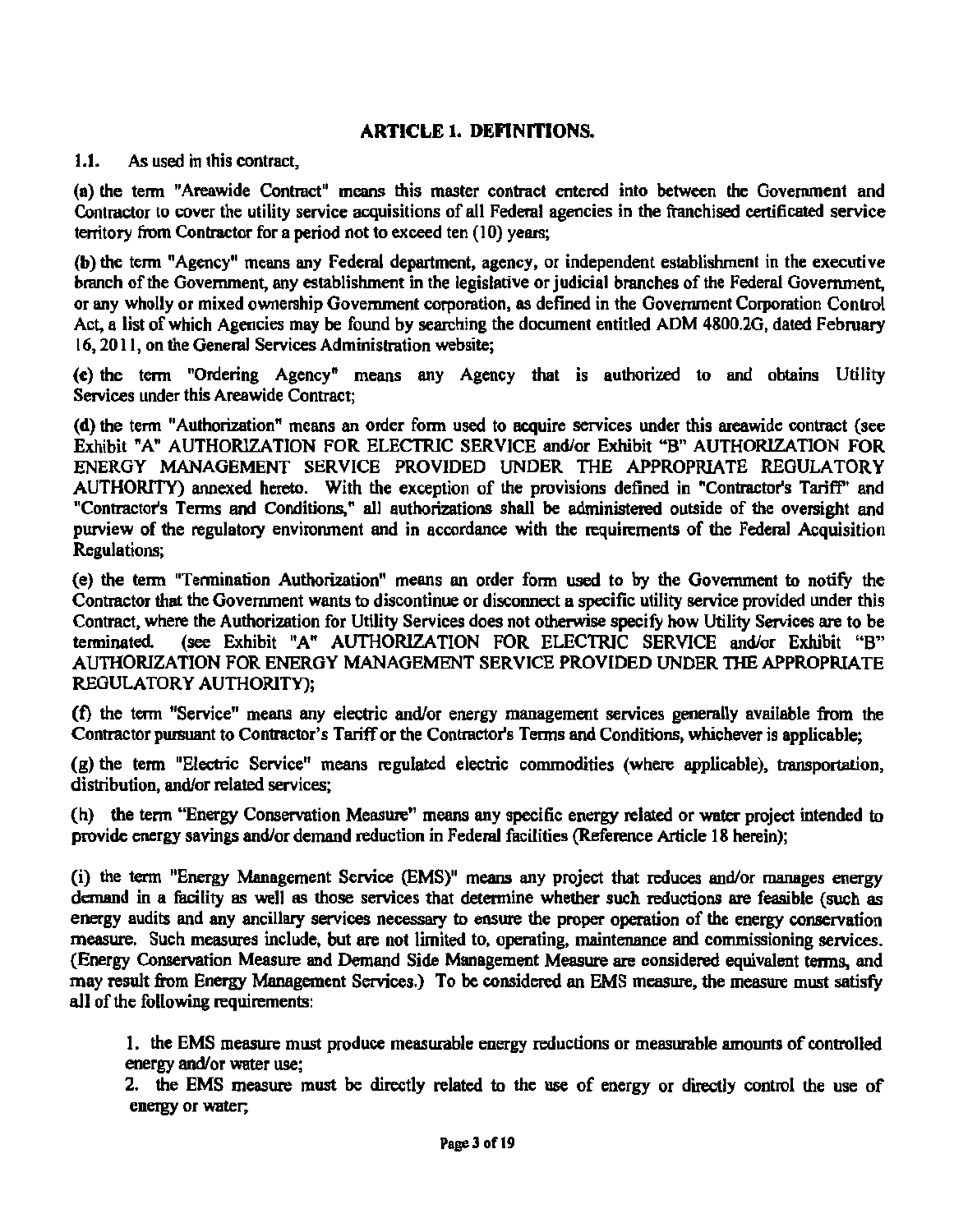## ARTICLE 1. DEFINITIONS.

1.1. As used in this contract,

(a) the term "Areawide Contract" means this master contract entered into between the Government and Contractor to cover the utility service acquisitions of all Federal agencies in the franchised certificated service territory from Contractor for a period not to exceed ten (10) years;

(b) the term "Agency" means any Federal department, agency, or independent establishment in the executive branch of the Government, any establishment in the legislative or judicial branches of the Federal Government, or any wholly or mixed ownership Government corporation, as defined in the Government Corporation Control Act, a list of which Agencies may be found by searching the document entitled ADM 4800.2G, dated February 16, 2011, on the General Services Administration website;

(c) the term "Ordering Agency" means any Agency that is authorized to and obtains Utility Services under this Areawide Contract;

(d) the term "Authorization" means an order form used to acquire services under this areawide contract (see Exhibit "A" AUTHORIZATION FOR ELECTRIC SERVICE and/or Exhibit "B" AUTHORIZATION FOR ENERGY MANAGEMENT SERVICE PROVIDED UNDER THE APPROPRIATE REGULATORY AUTHORITY) annexed hereto. With the exception of the provisions defined in "Contractor's Tariff" and "Contractor's Terms and Conditions," all authorizations shall be administered outside of the oversight and purview of the regulatory environment and in accordance with the requirements of the Federal Acquisition Regulations;

(e) the term "Termination Authorization" means an order form used to by the Government to notify the Contractor that the Government wants to discontinue or disconnect a specific utility service provided under this Contract, where the Authorization for Utility Services does not otherwise specify how Utility Services are to be terminated. (see Exhibit "A" AUTHORIZATION FOR ELECTRIC SERVICE and/or Exhibit "B" AUTHORIZATION FOR ENERGY MANAGEMENT SERVICE PROVIDED UNDER THE APPROPRIATE REGULATORY AUTHORITY);

(f) the term "Service" means any electric and/or energy management services generally available from the Contractor pursuant to Contractor's Tariff or the Contractor's Terms and Conditions, whichever is applicable;

(g) the term "Electric Service" means regulated electric commodities (where applicable), transportation, distribution, and/or related services;

(h) the term "Energy Conservation Measure" means any specific energy related or water project intended to provide energy savings and/or demand reduction in Federal facilities (Reference Article 18 herein);

(i) the term "Energy Management Service (EMS)" means any project that reduces and/or manages energy demand in a facility as well as those services that determine whether such reductions are feasible (such as energy audits and any ancillary services necessary to ensure the proper operation of the energy conservation measure. Such measures include, but are not limited to, operating, maintenance and commissioning services. (Energy Conservation Measure and Demand Side Management Measure are considered equivalent terms, and may result from Energy Management Services.) To be considered an EMS measure, the measure must satisfy all of the following requirements:

1. the EMS measure must produce measurable energy reductions or measurable amounts of controlled energy and/or water use;
2. the EMS measure must be directly related to the use of energy or directly control the use of energy or water;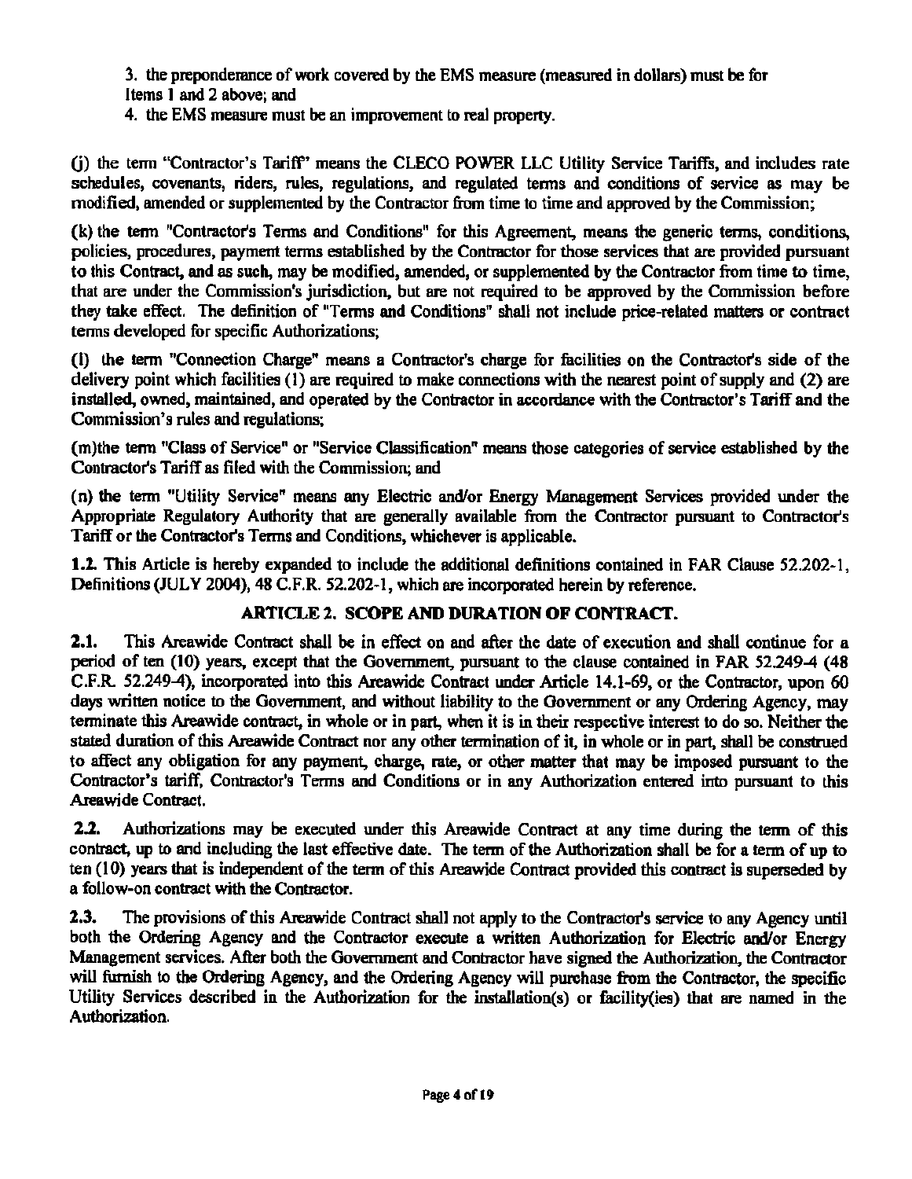3. the preponderance of work covered by the EMS measure (measured in dollars) must be for Items 1 and 2 above; and
4. the EMS measure must be an improvement to real property.

(j) the term "Contractor's Tariff" means the CLECO POWER LLC Utility Service Tariffs, and includes rate schedules, covenants, riders, rules, regulations, and regulated terms and conditions of service as may be modified, amended or supplemented by the Contractor from time to time and approved by the Commission;

(k) the term "Contractor's Terms and Conditions" for this Agreement, means the generic terms, conditions, policies, procedures, payment terms established by the Contractor for those services that are provided pursuant to this Contract, and as such, may be modified, amended, or supplemented by the Contractor from time to time, that are under the Commission's jurisdiction, but are not required to be approved by the Commission before they take effect. The definition of "Terms and Conditions" shall not include price-related matters or contract terms developed for specific Authorizations;

(l) the term "Connection Charge" means a Contractor's charge for facilities on the Contractor's side of the delivery point which facilities (1) are required to make connections with the nearest point of supply and (2) are installed, owned, maintained, and operated by the Contractor in accordance with the Contractor's Tariff and the Commission's rules and regulations;

(m) the term "Class of Service" or "Service Classification" means those categories of service established by the Contractor's Tariff as filed with the Commission; and

(n) the term "Utility Service" means any Electric and/or Energy Management Services provided under the Appropriate Regulatory Authority that are generally available from the Contractor pursuant to Contractor's Tariff or the Contractor's Terms and Conditions, whichever is applicable.

**1.2.** This Article is hereby expanded to include the additional definitions contained in FAR Clause 52.202-1, Definitions (JULY 2004), 48 C.F.R. 52.202-1, which are incorporated herein by reference.

## ARTICLE 2. SCOPE AND DURATION OF CONTRACT.

**2.1.** This Areawide Contract shall be in effect on and after the date of execution and shall continue for a period of ten (10) years, except that the Government, pursuant to the clause contained in FAR 52.249-4 (48 C.F.R. 52.249-4), incorporated into this Areawide Contract under Article 14.1-69, or the Contractor, upon 60 days written notice to the Government, and without liability to the Government or any Ordering Agency, may terminate this Areawide contract, in whole or in part, when it is in their respective interest to do so. Neither the stated duration of this Areawide Contract nor any other termination of it, in whole or in part, shall be construed to affect any obligation for any payment, charge, rate, or other matter that may be imposed pursuant to the Contractor's tariff, Contractor's Terms and Conditions or in any Authorization entered into pursuant to this Areawide Contract.

**2.2.** Authorizations may be executed under this Areawide Contract at any time during the term of this contract, up to and including the last effective date. The term of the Authorization shall be for a term of up to ten (10) years that is independent of the term of this Areawide Contract provided this contract is superseded by a follow-on contract with the Contractor.

**2.3.** The provisions of this Areawide Contract shall not apply to the Contractor's service to any Agency until both the Ordering Agency and the Contractor execute a written Authorization for Electric and/or Energy Management services. After both the Government and Contractor have signed the Authorization, the Contractor will furnish to the Ordering Agency, and the Ordering Agency will purchase from the Contractor, the specific Utility Services described in the Authorization for the installation(s) or facility(ies) that are named in the Authorization.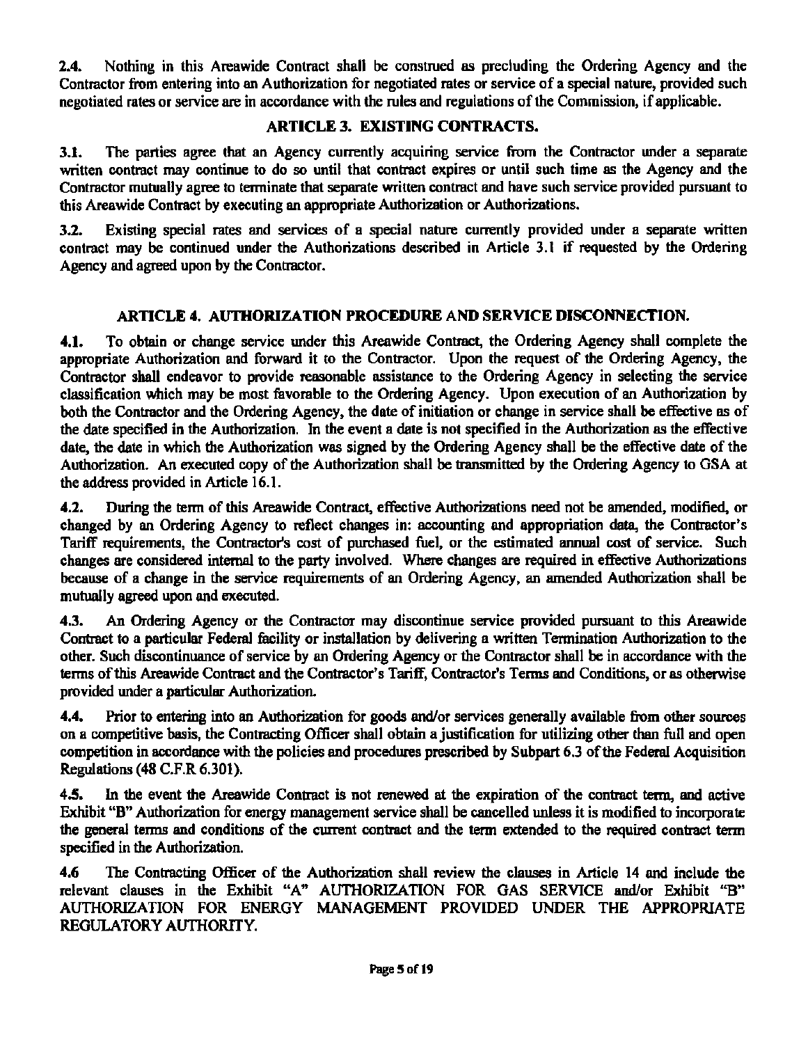**2.4.** Nothing in this Areawide Contract shall be construed as precluding the Ordering Agency and the Contractor from entering into an Authorization for negotiated rates or service of a special nature, provided such negotiated rates or service are in accordance with the rules and regulations of the Commission, if applicable.

## ARTICLE 3. EXISTING CONTRACTS.

**3.1.** The parties agree that an Agency currently acquiring service from the Contractor under a separate written contract may continue to do so until that contract expires or until such time as the Agency and the Contractor mutually agree to terminate that separate written contract and have such service provided pursuant to this Areawide Contract by executing an appropriate Authorization or Authorizations.

**3.2.** Existing special rates and services of a special nature currently provided under a separate written contract may be continued under the Authorizations described in Article 3.1 if requested by the Ordering Agency and agreed upon by the Contractor.

## ARTICLE 4. AUTHORIZATION PROCEDURE AND SERVICE DISCONNECTION.

**4.1.** To obtain or change service under this Areawide Contract, the Ordering Agency shall complete the appropriate Authorization and forward it to the Contractor. Upon the request of the Ordering Agency, the Contractor shall endeavor to provide reasonable assistance to the Ordering Agency in selecting the service classification which may be most favorable to the Ordering Agency. Upon execution of an Authorization by both the Contractor and the Ordering Agency, the date of initiation or change in service shall be effective as of the date specified in the Authorization. In the event a date is not specified in the Authorization as the effective date, the date in which the Authorization was signed by the Ordering Agency shall be the effective date of the Authorization. An executed copy of the Authorization shall be transmitted by the Ordering Agency to GSA at the address provided in Article 16.1.

**4.2.** During the term of this Areawide Contract, effective Authorizations need not be amended, modified, or changed by an Ordering Agency to reflect changes in: accounting and appropriation data, the Contractor's Tariff requirements, the Contractor's cost of purchased fuel, or the estimated annual cost of service. Such changes are considered internal to the party involved. Where changes are required in effective Authorizations because of a change in the service requirements of an Ordering Agency, an amended Authorization shall be mutually agreed upon and executed.

**4.3.** An Ordering Agency or the Contractor may discontinue service provided pursuant to this Areawide Contract to a particular Federal facility or installation by delivering a written Termination Authorization to the other. Such discontinuance of service by an Ordering Agency or the Contractor shall be in accordance with the terms of this Areawide Contract and the Contractor's Tariff, Contractor's Terms and Conditions, or as otherwise provided under a particular Authorization.

**4.4.** Prior to entering into an Authorization for goods and/or services generally available from other sources on a competitive basis, the Contracting Officer shall obtain a justification for utilizing other than full and open competition in accordance with the policies and procedures prescribed by Subpart 6.3 of the Federal Acquisition Regulations (48 C.F.R 6.301).

**4.5.** In the event the Areawide Contract is not renewed at the expiration of the contract term, and active Exhibit "B" Authorization for energy management service shall be cancelled unless it is modified to incorporate the general terms and conditions of the current contract and the term extended to the required contract term specified in the Authorization.

**4.6** The Contracting Officer of the Authorization shall review the clauses in Article 14 and include the relevant clauses in the Exhibit "A" AUTHORIZATION FOR GAS SERVICE and/or Exhibit "B" AUTHORIZATION FOR ENERGY MANAGEMENT PROVIDED UNDER THE APPROPRIATE REGULATORY AUTHORITY.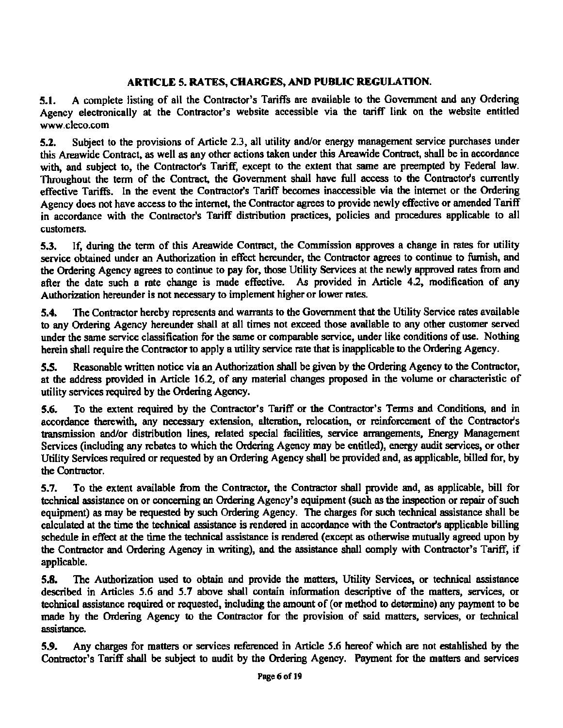## ARTICLE 5. RATES, CHARGES, AND PUBLIC REGULATION.

**5.1.** A complete listing of all the Contractor's Tariffs are available to the Government and any Ordering Agency electronically at the Contractor's website accessible via the tariff link on the website entitled www.cleco.com

**5.2.** Subject to the provisions of Article 2.3, all utility and/or energy management service purchases under this Areawide Contract, as well as any other actions taken under this Areawide Contract, shall be in accordance with, and subject to, the Contractor's Tariff, except to the extent that same are preempted by Federal law. Throughout the term of the Contract, the Government shall have full access to the Contractor's currently effective Tariffs. In the event the Contractor's Tariff becomes inaccessible via the internet or the Ordering Agency does not have access to the internet, the Contractor agrees to provide newly effective or amended Tariff in accordance with the Contractor's Tariff distribution practices, policies and procedures applicable to all customers.

**5.3.** If, during the term of this Areawide Contract, the Commission approves a change in rates for utility service obtained under an Authorization in effect hereunder, the Contractor agrees to continue to furnish, and the Ordering Agency agrees to continue to pay for, those Utility Services at the newly approved rates from and after the date such a rate change is made effective. As provided in Article 4.2, modification of any Authorization hereunder is not necessary to implement higher or lower rates.

**5.4.** The Contractor hereby represents and warrants to the Government that the Utility Service rates available to any Ordering Agency hereunder shall at all times not exceed those available to any other customer served under the same service classification for the same or comparable service, under like conditions of use. Nothing herein shall require the Contractor to apply a utility service rate that is inapplicable to the Ordering Agency.

**5.5.** Reasonable written notice via an Authorization shall be given by the Ordering Agency to the Contractor, at the address provided in Article 16.2, of any material changes proposed in the volume or characteristic of utility services required by the Ordering Agency.

**5.6.** To the extent required by the Contractor's Tariff or the Contractor's Terms and Conditions, and in accordance therewith, any necessary extension, alteration, relocation, or reinforcement of the Contractor's transmission and/or distribution lines, related special facilities, service arrangements, Energy Management Services (including any rebates to which the Ordering Agency may be entitled), energy audit services, or other Utility Services required or requested by an Ordering Agency shall be provided and, as applicable, billed for, by the Contractor.

**5.7.** To the extent available from the Contractor, the Contractor shall provide and, as applicable, bill for technical assistance on or concerning an Ordering Agency's equipment (such as the inspection or repair of such equipment) as may be requested by such Ordering Agency. The charges for such technical assistance shall be calculated at the time the technical assistance is rendered in accordance with the Contractor's applicable billing schedule in effect at the time the technical assistance is rendered (except as otherwise mutually agreed upon by the Contractor and Ordering Agency in writing), and the assistance shall comply with Contractor's Tariff, if applicable.

**5.8.** The Authorization used to obtain and provide the matters, Utility Services, or technical assistance described in Articles 5.6 and 5.7 above shall contain information descriptive of the matters, services, or technical assistance required or requested, including the amount of (or method to determine) any payment to be made by the Ordering Agency to the Contractor for the provision of said matters, services, or technical assistance.

**5.9.** Any charges for matters or services referenced in Article 5.6 hereof which are not established by the Contractor's Tariff shall be subject to audit by the Ordering Agency. Payment for the matters and services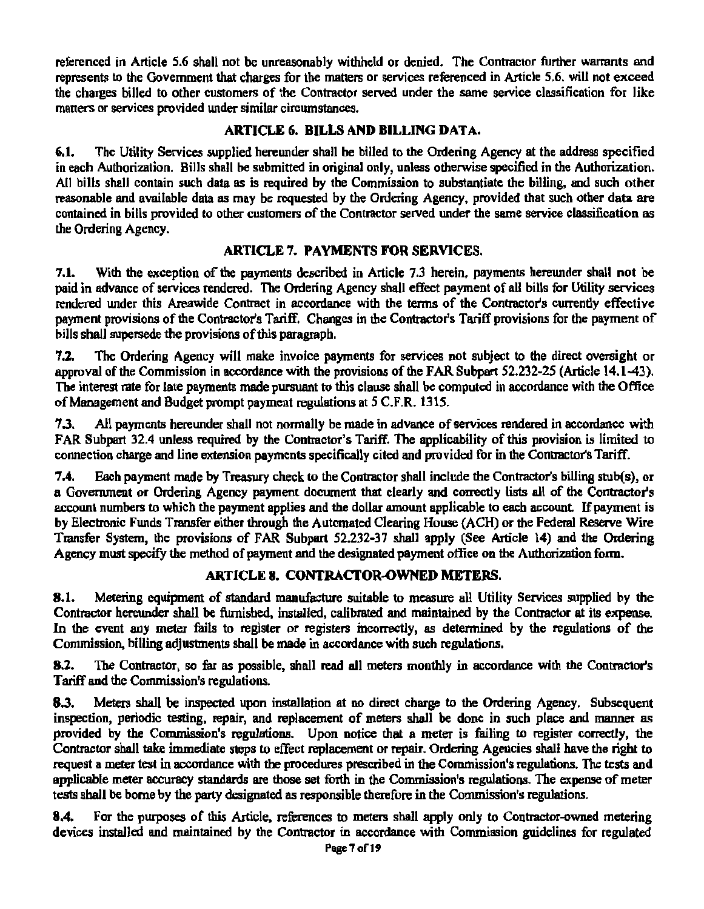referenced in Article 5.6 shall not be unreasonably withheld or denied. The Contractor further warrants and represents to the Government that charges for the matters or services referenced in Article 5.6. will not exceed the charges billed to other customers of the Contractor served under the same service classification for like matters or services provided under similar circumstances.

## ARTICLE 6. BILLS AND BILLING DATA.

**6.1.** The Utility Services supplied hereunder shall be billed to the Ordering Agency at the address specified in each Authorization. Bills shall be submitted in original only, unless otherwise specified in the Authorization. All bills shall contain such data as is required by the Commission to substantiate the billing, and such other reasonable and available data as may be requested by the Ordering Agency, provided that such other data are contained in bills provided to other customers of the Contractor served under the same service classification as the Ordering Agency.

## ARTICLE 7. PAYMENTS FOR SERVICES.

**7.1.** With the exception of the payments described in Article 7.3 herein, payments hereunder shall not be paid in advance of services rendered. The Ordering Agency shall effect payment of all bills for Utility services rendered under this Areawide Contract in accordance with the terms of the Contractor's currently effective payment provisions of the Contractor's Tariff. Changes in the Contractor's Tariff provisions for the payment of bills shall supersede the provisions of this paragraph.

**7.2.** The Ordering Agency will make invoice payments for services not subject to the direct oversight or approval of the Commission in accordance with the provisions of the FAR Subpart 52.232-25 (Article 14.1-43). The interest rate for late payments made pursuant to this clause shall be computed in accordance with the Office of Management and Budget prompt payment regulations at 5 C.F.R. 1315.

**7.3.** All payments hereunder shall not normally be made in advance of services rendered in accordance with FAR Subpart 32.4 unless required by the Contractor's Tariff. The applicability of this provision is limited to connection charge and line extension payments specifically cited and provided for in the Contractor's Tariff.

**7.4.** Each payment made by Treasury check to the Contractor shall include the Contractor's billing stub(s), or a Government or Ordering Agency payment document that clearly and correctly lists all of the Contractor's account numbers to which the payment applies and the dollar amount applicable to each account. If payment is by Electronic Funds Transfer either through the Automated Clearing House (ACH) or the Federal Reserve Wire Transfer System, the provisions of FAR Subpart 52.232-37 shall apply (See Article 14) and the Ordering Agency must specify the method of payment and the designated payment office on the Authorization form.

## ARTICLE 8. CONTRACTOR-OWNED METERS.

**8.1.** Metering equipment of standard manufacture suitable to measure all Utility Services supplied by the Contractor hereunder shall be furnished, installed, calibrated and maintained by the Contractor at its expense. In the event any meter fails to register or registers incorrectly, as determined by the regulations of the Commission, billing adjustments shall be made in accordance with such regulations.

**8.2.** The Contractor, so far as possible, shall read all meters monthly in accordance with the Contractor's Tariff and the Commission's regulations.

**8.3.** Meters shall be inspected upon installation at no direct charge to the Ordering Agency. Subsequent inspection, periodic testing, repair, and replacement of meters shall be done in such place and manner as provided by the Commission's regulations. Upon notice that a meter is failing to register correctly, the Contractor shall take immediate steps to effect replacement or repair. Ordering Agencies shall have the right to request a meter test in accordance with the procedures prescribed in the Commission's regulations. The tests and applicable meter accuracy standards are those set forth in the Commission's regulations. The expense of meter tests shall be borne by the party designated as responsible therefore in the Commission's regulations.

**8.4.** For the purposes of this Article, references to meters shall apply only to Contractor-owned metering devices installed and maintained by the Contractor in accordance with Commission guidelines for regulated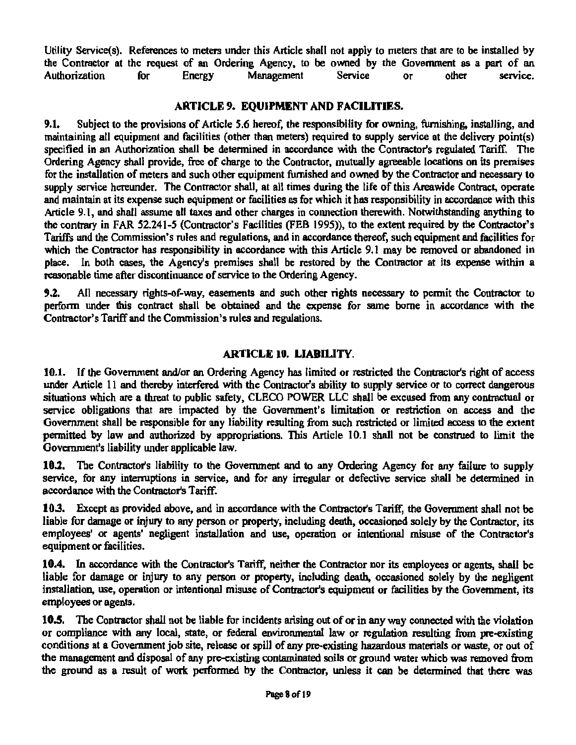Utility Service(s). References to meters under this Article shall not apply to meters that are to be installed by the Contractor at the request of an Ordering Agency, to be owned by the Government as a part of an Authorization for Energy Management Service or other service.

## ARTICLE 9. EQUIPMENT AND FACILITIES.

**9.1.** Subject to the provisions of Article 5.6 hereof, the responsibility for owning, furnishing, installing, and maintaining all equipment and facilities (other than meters) required to supply service at the delivery point(s) specified in an Authorization shall be determined in accordance with the Contractor's regulated Tariff. The Ordering Agency shall provide, free of charge to the Contractor, mutually agreeable locations on its premises for the installation of meters and such other equipment furnished and owned by the Contractor and necessary to supply service hereunder. The Contractor shall, at all times during the life of this Areawide Contract, operate and maintain at its expense such equipment or facilities as for which it has responsibility in accordance with this Article 9.1, and shall assume all taxes and other charges in connection therewith. Notwithstanding anything to the contrary in FAR 52.241-5 (Contractor's Facilities (FEB 1995)), to the extent required by the Contractor's Tariffs and the Commission's rules and regulations, and in accordance thereof, such equipment and facilities for which the Contractor has responsibility in accordance with this Article 9.1 may be removed or abandoned in place. In both cases, the Agency's premises shall be restored by the Contractor at its expense within a reasonable time after discontinuance of service to the Ordering Agency.

**9.2.** All necessary rights-of-way, easements and such other rights necessary to permit the Contractor to perform under this contract shall be obtained and the expense for same borne in accordance with the Contractor's Tariff and the Commission's rules and regulations.

## ARTICLE 10. LIABILITY.

**10.1.** If the Government and/or an Ordering Agency has limited or restricted the Contractor's right of access under Article 11 and thereby interfered with the Contractor's ability to supply service or to correct dangerous situations which are a threat to public safety, CLECO POWER LLC shall be excused from any contractual or service obligations that are impacted by the Government's limitation or restriction on access and the Government shall be responsible for any liability resulting from such restricted or limited access to the extent permitted by law and authorized by appropriations. This Article 10.1 shall not be construed to limit the Government's liability under applicable law.

**10.2.** The Contractor's liability to the Government and to any Ordering Agency for any failure to supply service, for any interruptions in service, and for any irregular or defective service shall be determined in accordance with the Contractor's Tariff.

**10.3.** Except as provided above, and in accordance with the Contractor's Tariff, the Government shall not be liable for damage or injury to any person or property, including death, occasioned solely by the Contractor, its employees' or agents' negligent installation and use, operation or intentional misuse of the Contractor's equipment or facilities.

**10.4.** In accordance with the Contractor's Tariff, neither the Contractor nor its employees or agents, shall be liable for damage or injury to any person or property, including death, occasioned solely by the negligent installation, use, operation or intentional misuse of Contractor's equipment or facilities by the Government, its employees or agents.

**10.5.** The Contractor shall not be liable for incidents arising out of or in any way connected with the violation or compliance with any local, state, or federal environmental law or regulation resulting from pre-existing conditions at a Government job site, release or spill of any pre-existing hazardous materials or waste, or out of the management and disposal of any pre-existing contaminated soils or ground water which was removed from the ground as a result of work performed by the Contractor, unless it can be determined that there was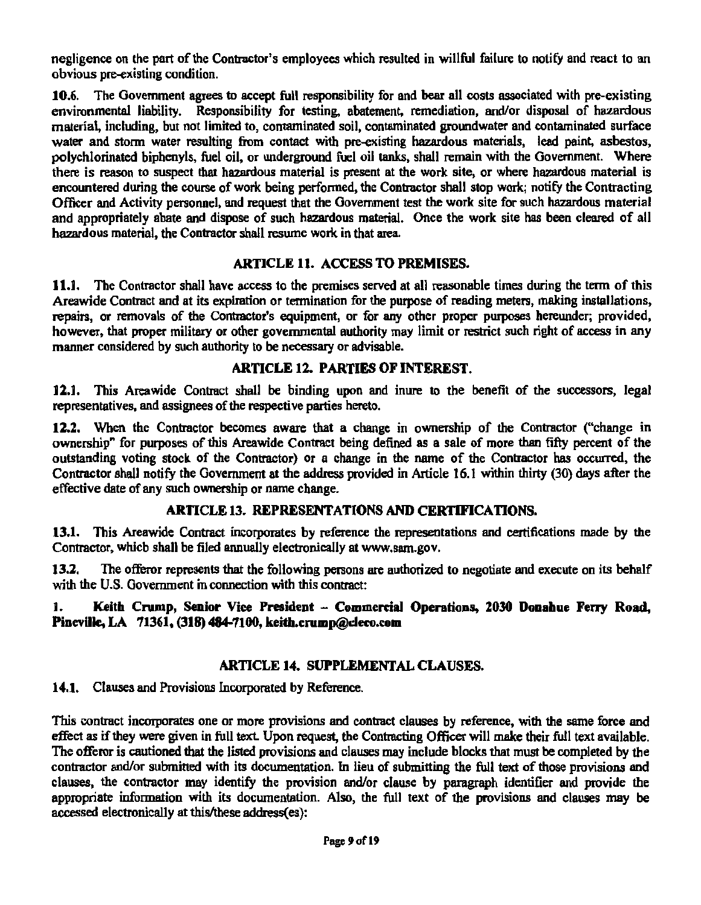negligence on the part of the Contractor's employees which resulted in willful failure to notify and react to an obvious pre-existing condition.

**10.6.** The Government agrees to accept full responsibility for and bear all costs associated with pre-existing environmental liability. Responsibility for testing, abatement, remediation, and/or disposal of hazardous material, including, but not limited to, contaminated soil, contaminated groundwater and contaminated surface water and storm water resulting from contact with pre-existing hazardous materials, lead paint, asbestos, polychlorinated biphenyls, fuel oil, or underground fuel oil tanks, shall remain with the Government. Where there is reason to suspect that hazardous material is present at the work site, or where hazardous material is encountered during the course of work being performed, the Contractor shall stop work; notify the Contracting Officer and Activity personnel, and request that the Government test the work site for such hazardous material and appropriately abate and dispose of such hazardous material. Once the work site has been cleared of all hazardous material, the Contractor shall resume work in that area.

## ARTICLE 11. ACCESS TO PREMISES.

**11.1.** The Contractor shall have access to the premises served at all reasonable times during the term of this Areawide Contract and at its expiration or termination for the purpose of reading meters, making installations, repairs, or removals of the Contractor's equipment, or for any other proper purposes hereunder; provided, however, that proper military or other governmental authority may limit or restrict such right of access in any manner considered by such authority to be necessary or advisable.

## ARTICLE 12. PARTIES OF INTEREST.

**12.1.** This Areawide Contract shall be binding upon and inure to the benefit of the successors, legal representatives, and assignees of the respective parties hereto.

**12.2.** When the Contractor becomes aware that a change in ownership of the Contractor ("change in ownership" for purposes of this Areawide Contract being defined as a sale of more than fifty percent of the outstanding voting stock of the Contractor) or a change in the name of the Contractor has occurred, the Contractor shall notify the Government at the address provided in Article 16.1 within thirty (30) days after the effective date of any such ownership or name change.

## ARTICLE 13. REPRESENTATIONS AND CERTIFICATIONS.

**13.1.** This Areawide Contract incorporates by reference the representations and certifications made by the Contractor, which shall be filed annually electronically at www.sam.gov.

**13.2.** The offeror represents that the following persons are authorized to negotiate and execute on its behalf with the U.S. Government in connection with this contract:

**1. Keith Crump, Senior Vice President – Commercial Operations, 2030 Donahue Ferry Road, Pineville, LA 71361, (318) 484-7100, keith.crump@cleco.com**

## ARTICLE 14. SUPPLEMENTAL CLAUSES.

**14.1.** Clauses and Provisions Incorporated by Reference.

This contract incorporates one or more provisions and contract clauses by reference, with the same force and effect as if they were given in full text. Upon request, the Contracting Officer will make their full text available. The offeror is cautioned that the listed provisions and clauses may include blocks that must be completed by the contractor and/or submitted with its documentation. In lieu of submitting the full text of those provisions and clauses, the contractor may identify the provision and/or clause by paragraph identifier and provide the appropriate information with its documentation. Also, the full text of the provisions and clauses may be accessed electronically at this/these address(es):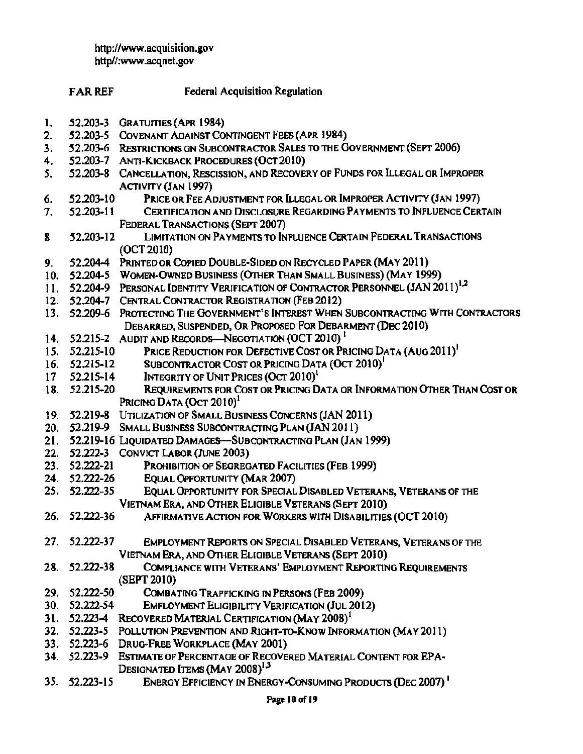http://www.acquisition.gov
http//:www.acqnet.gov

| FAR REF | Federal Acquisition Regulation |
|---|---|

1. 52.203-3 GRATUITIES (APR 1984)
2. 52.203-5 COVENANT AGAINST CONTINGENT FEES (APR 1984)
3. 52.203-6 RESTRICTIONS ON SUBCONTRACTOR SALES TO THE GOVERNMENT (SEPT 2006)
4. 52.203-7 ANTI-KICKBACK PROCEDURES (OCT 2010)
5. 52.203-8 CANCELLATION, RESCISSION, AND RECOVERY OF FUNDS FOR ILLEGAL OR IMPROPER ACTIVITY (JAN 1997)
6. 52.203-10 PRICE OR FEE ADJUSTMENT FOR ILLEGAL OR IMPROPER ACTIVITY (JAN 1997)
7. 52.203-11 CERTIFICATION AND DISCLOSURE REGARDING PAYMENTS TO INFLUENCE CERTAIN FEDERAL TRANSACTIONS (SEPT 2007)
8. 52.203-12 LIMITATION ON PAYMENTS TO INFLUENCE CERTAIN FEDERAL TRANSACTIONS (OCT 2010)
9. 52.204-4 PRINTED OR COPIED DOUBLE-SIDED ON RECYCLED PAPER (MAY 2011)
10. 52.204-5 WOMEN-OWNED BUSINESS (OTHER THAN SMALL BUSINESS) (MAY 1999)
11. 52.204-9 PERSONAL IDENTITY VERIFICATION OF CONTRACTOR PERSONNEL (JAN 2011)[1,2]
12. 52.204-7 CENTRAL CONTRACTOR REGISTRATION (FEB 2012)
13. 52.209-6 PROTECTING THE GOVERNMENT'S INTEREST WHEN SUBCONTRACTING WITH CONTRACTORS DEBARRED, SUSPENDED, OR PROPOSED FOR DEBARMENT (DEC 2010)
14. 52.215-2 AUDIT AND RECORDS—NEGOTIATION (OCT 2010)[1]
15. 52.215-10 PRICE REDUCTION FOR DEFECTIVE COST OR PRICING DATA (AUG 2011)[1]
16. 52.215-12 SUBCONTRACTOR COST OR PRICING DATA (OCT 2010)[1]
17. 52.215-14 INTEGRITY OF UNIT PRICES (OCT 2010)[1]
18. 52.215-20 REQUIREMENTS FOR COST OR PRICING DATA OR INFORMATION OTHER THAN COST OR PRICING DATA (OCT 2010)[1]
19. 52.219-8 UTILIZATION OF SMALL BUSINESS CONCERNS (JAN 2011)
20. 52.219-9 SMALL BUSINESS SUBCONTRACTING PLAN (JAN 2011)
21. 52.219-16 LIQUIDATED DAMAGES—SUBCONTRACTING PLAN (JAN 1999)
22. 52.222-3 CONVICT LABOR (JUNE 2003)
23. 52.222-21 PROHIBITION OF SEGREGATED FACILITIES (FEB 1999)
24. 52.222-26 EQUAL OPPORTUNITY (MAR 2007)
25. 52.222-35 EQUAL OPPORTUNITY FOR SPECIAL DISABLED VETERANS, VETERANS OF THE VIETNAM ERA, AND OTHER ELIGIBLE VETERANS (SEPT 2010)
26. 52.222-36 AFFIRMATIVE ACTION FOR WORKERS WITH DISABILITIES (OCT 2010)
27. 52.222-37 EMPLOYMENT REPORTS ON SPECIAL DISABLED VETERANS, VETERANS OF THE VIETNAM ERA, AND OTHER ELIGIBLE VETERANS (SEPT 2010)
28. 52.222-38 COMPLIANCE WITH VETERANS' EMPLOYMENT REPORTING REQUIREMENTS (SEPT 2010)
29. 52.222-50 COMBATING TRAFFICKING IN PERSONS (FEB 2009)
30. 52.222-54 EMPLOYMENT ELIGIBILITY VERIFICATION (JUL 2012)
31. 52.223-4 RECOVERED MATERIAL CERTIFICATION (MAY 2008)[1]
32. 52.223-5 POLLUTION PREVENTION AND RIGHT-TO-KNOW INFORMATION (MAY 2011)
33. 52.223-6 DRUG-FREE WORKPLACE (MAY 2001)
34. 52.223-9 ESTIMATE OF PERCENTAGE OF RECOVERED MATERIAL CONTENT FOR EPA-DESIGNATED ITEMS (MAY 2008)[1,3]
35. 52.223-15 ENERGY EFFICIENCY IN ENERGY-CONSUMING PRODUCTS (DEC 2007)[1]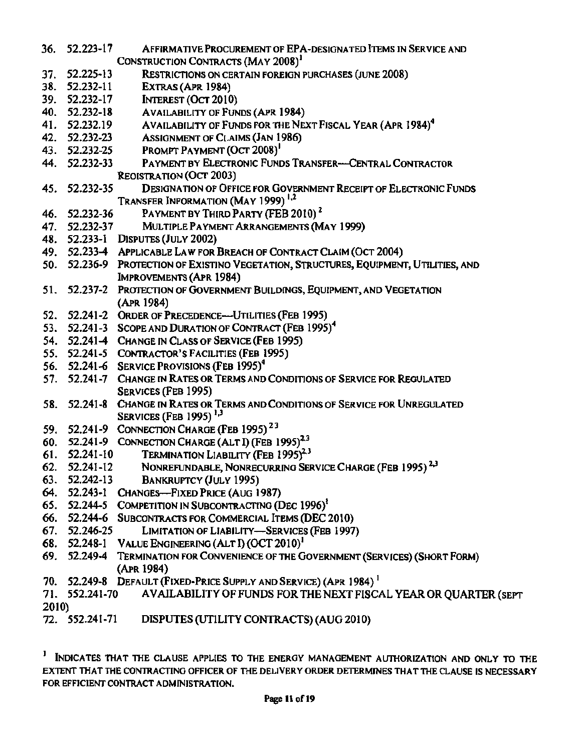36. 52.223-17 AFFIRMATIVE PROCUREMENT OF EPA-DESIGNATED ITEMS IN SERVICE AND CONSTRUCTION CONTRACTS (MAY 2008)[1]
37. 52.225-13 RESTRICTIONS ON CERTAIN FOREIGN PURCHASES (JUNE 2008)
38. 52.232-11 EXTRAS (APR 1984)
39. 52.232-17 INTEREST (OCT 2010)
40. 52.232-18 AVAILABILITY OF FUNDS (APR 1984)
41. 52.232.19 AVAILABILITY OF FUNDS FOR THE NEXT FISCAL YEAR (APR 1984)[4]
42. 52.232-23 ASSIGNMENT OF CLAIMS (JAN 1986)
43. 52.232-25 PROMPT PAYMENT (OCT 2008)[1]
44. 52.232-33 PAYMENT BY ELECTRONIC FUNDS TRANSFER—CENTRAL CONTRACTOR REGISTRATION (OCT 2003)
45. 52.232-35 DESIGNATION OF OFFICE FOR GOVERNMENT RECEIPT OF ELECTRONIC FUNDS TRANSFER INFORMATION (MAY 1999)[1,2]
46. 52.232-36 PAYMENT BY THIRD PARTY (FEB 2010)[2]
47. 52.232-37 MULTIPLE PAYMENT ARRANGEMENTS (MAY 1999)
48. 52.233-1 DISPUTES (JULY 2002)
49. 52.233-4 APPLICABLE LAW FOR BREACH OF CONTRACT CLAIM (OCT 2004)
50. 52.236-9 PROTECTION OF EXISTING VEGETATION, STRUCTURES, EQUIPMENT, UTILITIES, AND IMPROVEMENTS (APR 1984)
51. 52.237-2 PROTECTION OF GOVERNMENT BUILDINGS, EQUIPMENT, AND VEGETATION (APR 1984)
52. 52.241-2 ORDER OF PRECEDENCE—UTILITIES (FEB 1995)
53. 52.241-3 SCOPE AND DURATION OF CONTRACT (FEB 1995)[4]
54. 52.241-4 CHANGE IN CLASS OF SERVICE (FEB 1995)
55. 52.241-5 CONTRACTOR'S FACILITIES (FEB 1995)
56. 52.241-6 SERVICE PROVISIONS (FEB 1995)[4]
57. 52.241-7 CHANGE IN RATES OR TERMS AND CONDITIONS OF SERVICE FOR REGULATED SERVICES (FEB 1995)
58. 52.241-8 CHANGE IN RATES OR TERMS AND CONDITIONS OF SERVICE FOR UNREGULATED SERVICES (FEB 1995)[1,3]
59. 52.241-9 CONNECTION CHARGE (FEB 1995)[2,3]
60. 52.241-9 CONNECTION CHARGE (ALT I) (FEB 1995)[2,3]
61. 52.241-10 TERMINATION LIABILITY (FEB 1995)[2,3]
62. 52.241-12 NONREFUNDABLE, NONRECURRING SERVICE CHARGE (FEB 1995)[2,3]
63. 52.242-13 BANKRUPTCY (JULY 1995)
64. 52.243-1 CHANGES—FIXED PRICE (AUG 1987)
65. 52.244-5 COMPETITION IN SUBCONTRACTING (DEC 1996)[1]
66. 52.244-6 SUBCONTRACTS FOR COMMERCIAL ITEMS (DEC 2010)
67. 52.246-25 LIMITATION OF LIABILITY—SERVICES (FEB 1997)
68. 52.248-1 VALUE ENGINEERING (ALT I) (OCT 2010)[1]
69. 52.249-4 TERMINATION FOR CONVENIENCE OF THE GOVERNMENT (SERVICES) (SHORT FORM) (APR 1984)
70. 52.249-8 DEFAULT (FIXED-PRICE SUPPLY AND SERVICE) (APR 1984)[1]
71. 552.241-70 AVAILABILITY OF FUNDS FOR THE NEXT FISCAL YEAR OR QUARTER (SEPT 2010)
72. 552.241-71 DISPUTES (UTILITY CONTRACTS) (AUG 2010)

[1] INDICATES THAT THE CLAUSE APPLIES TO THE ENERGY MANAGEMENT AUTHORIZATION AND ONLY TO THE EXTENT THAT THE CONTRACTING OFFICER OF THE DELIVERY ORDER DETERMINES THAT THE CLAUSE IS NECESSARY FOR EFFICIENT CONTRACT ADMINISTRATION.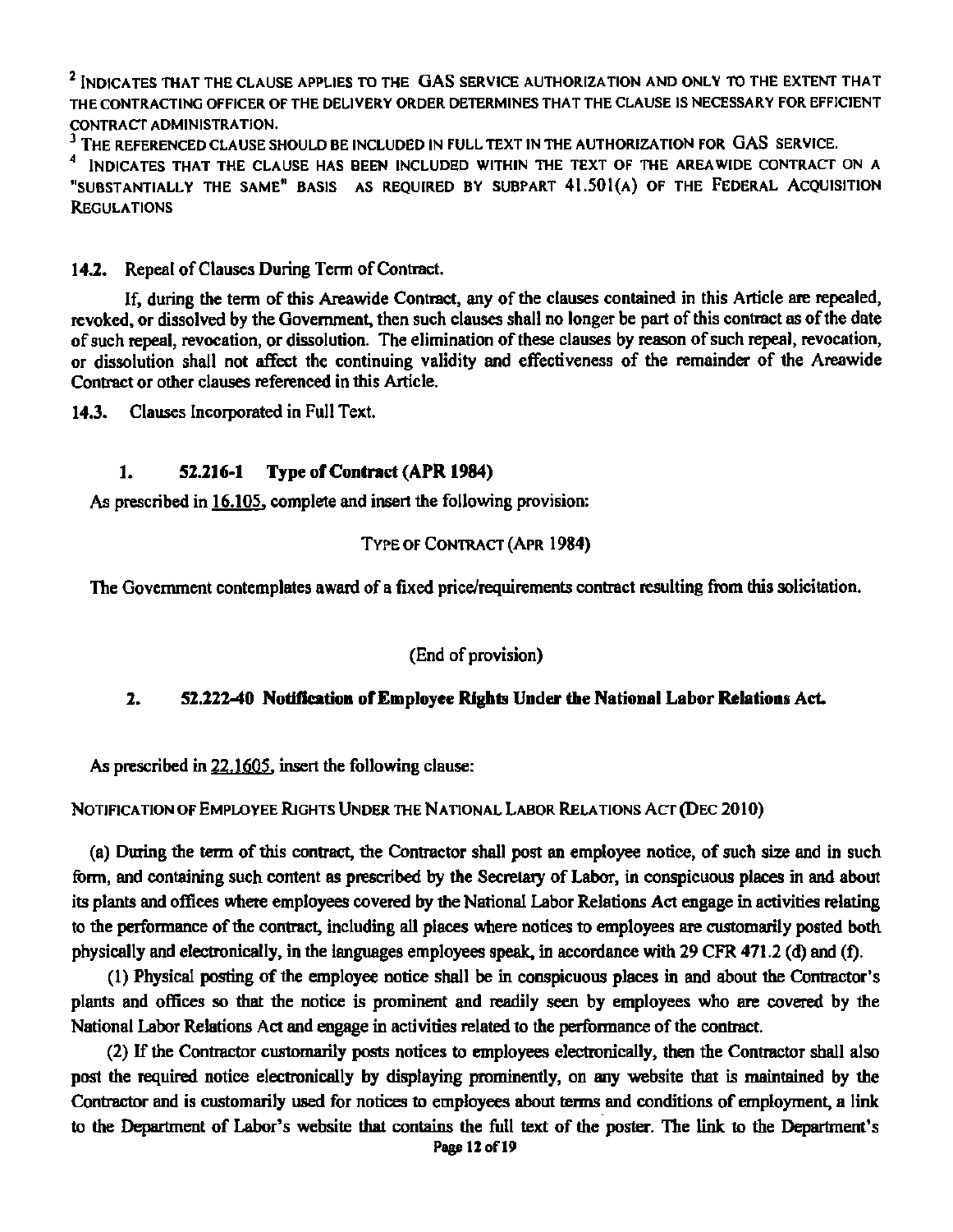[2] INDICATES THAT THE CLAUSE APPLIES TO THE GAS SERVICE AUTHORIZATION AND ONLY TO THE EXTENT THAT THE CONTRACTING OFFICER OF THE DELIVERY ORDER DETERMINES THAT THE CLAUSE IS NECESSARY FOR EFFICIENT CONTRACT ADMINISTRATION.

[3] THE REFERENCED CLAUSE SHOULD BE INCLUDED IN FULL TEXT IN THE AUTHORIZATION FOR GAS SERVICE.

[4] INDICATES THAT THE CLAUSE HAS BEEN INCLUDED WITHIN THE TEXT OF THE AREAWIDE CONTRACT ON A "SUBSTANTIALLY THE SAME" BASIS AS REQUIRED BY SUBPART 41.501(A) OF THE FEDERAL ACQUISITION REGULATIONS

**14.2.** Repeal of Clauses During Term of Contract.

If, during the term of this Areawide Contract, any of the clauses contained in this Article are repealed, revoked, or dissolved by the Government, then such clauses shall no longer be part of this contract as of the date of such repeal, revocation, or dissolution. The elimination of these clauses by reason of such repeal, revocation, or dissolution shall not affect the continuing validity and effectiveness of the remainder of the Areawide Contract or other clauses referenced in this Article.

**14.3.** Clauses Incorporated in Full Text.

**1. 52.216-1 Type of Contract (APR 1984)**

As prescribed in 16.105, complete and insert the following provision:

TYPE OF CONTRACT (APR 1984)

The Government contemplates award of a fixed price/requirements contract resulting from this solicitation.

(End of provision)

**2. 52.222-40 Notification of Employee Rights Under the National Labor Relations Act.**

As prescribed in 22.1605, insert the following clause:

NOTIFICATION OF EMPLOYEE RIGHTS UNDER THE NATIONAL LABOR RELATIONS ACT (DEC 2010)

(a) During the term of this contract, the Contractor shall post an employee notice, of such size and in such form, and containing such content as prescribed by the Secretary of Labor, in conspicuous places in and about its plants and offices where employees covered by the National Labor Relations Act engage in activities relating to the performance of the contract, including all places where notices to employees are customarily posted both physically and electronically, in the languages employees speak, in accordance with 29 CFR 471.2 (d) and (f).

(1) Physical posting of the employee notice shall be in conspicuous places in and about the Contractor's plants and offices so that the notice is prominent and readily seen by employees who are covered by the National Labor Relations Act and engage in activities related to the performance of the contract.

(2) If the Contractor customarily posts notices to employees electronically, then the Contractor shall also post the required notice electronically by displaying prominently, on any website that is maintained by the Contractor and is customarily used for notices to employees about terms and conditions of employment, a link to the Department of Labor's website that contains the full text of the poster. The link to the Department's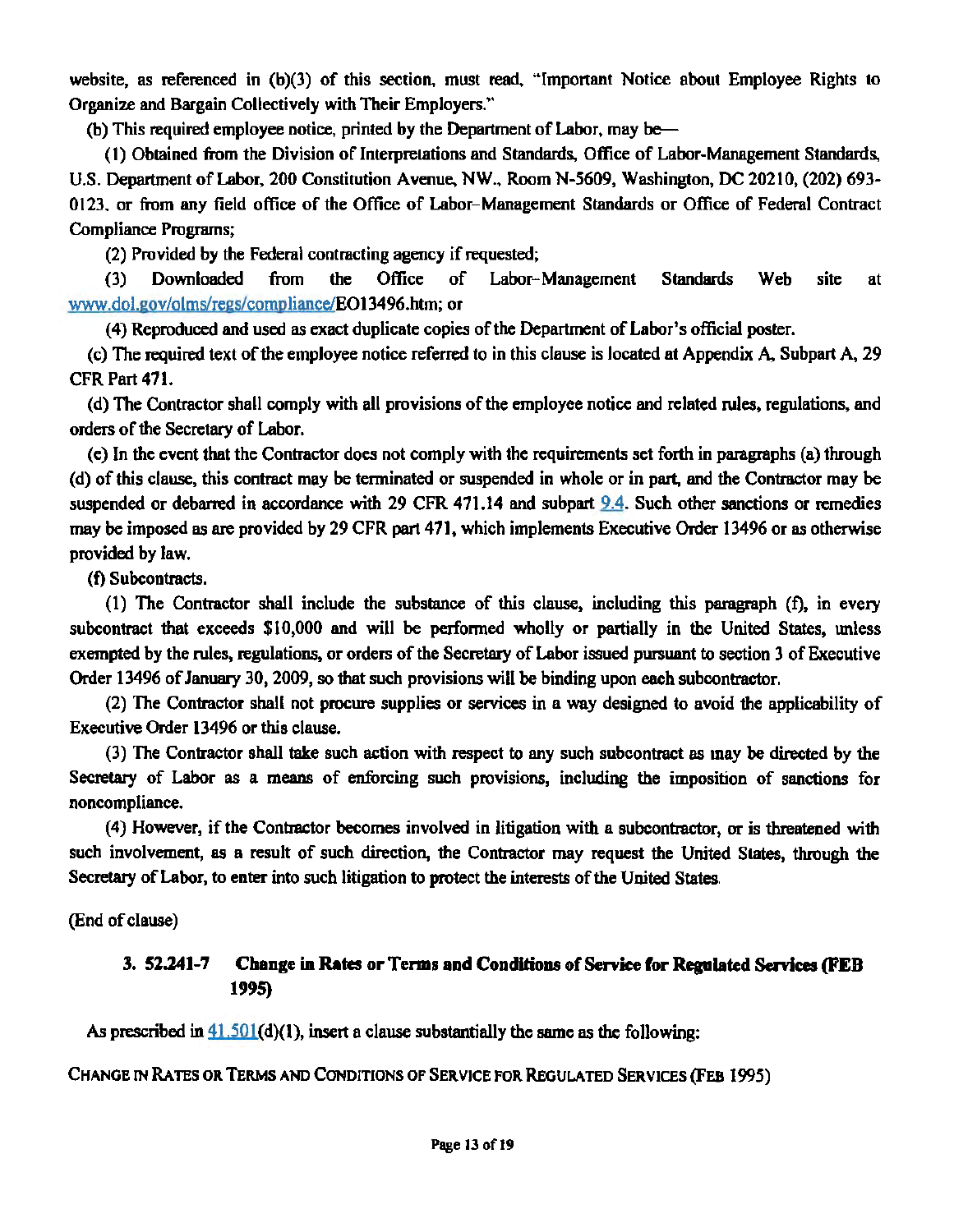website, as referenced in (b)(3) of this section, must read, "Important Notice about Employee Rights to Organize and Bargain Collectively with Their Employers."

(b) This required employee notice, printed by the Department of Labor, may be—

(1) Obtained from the Division of Interpretations and Standards, Office of Labor-Management Standards, U.S. Department of Labor, 200 Constitution Avenue, NW., Room N-5609, Washington, DC 20210, (202) 693-0123, or from any field office of the Office of Labor-Management Standards or Office of Federal Contract Compliance Programs;

(2) Provided by the Federal contracting agency if requested;

(3) Downloaded from the Office of Labor-Management Standards Web site at www.dol.gov/olms/regs/compliance/EO13496.htm; or

(4) Reproduced and used as exact duplicate copies of the Department of Labor's official poster.

(c) The required text of the employee notice referred to in this clause is located at Appendix A, Subpart A, 29 CFR Part 471.

(d) The Contractor shall comply with all provisions of the employee notice and related rules, regulations, and orders of the Secretary of Labor.

(e) In the event that the Contractor does not comply with the requirements set forth in paragraphs (a) through (d) of this clause, this contract may be terminated or suspended in whole or in part, and the Contractor may be suspended or debarred in accordance with 29 CFR 471.14 and subpart 9.4. Such other sanctions or remedies may be imposed as are provided by 29 CFR part 471, which implements Executive Order 13496 or as otherwise provided by law.

(f) Subcontracts.

(1) The Contractor shall include the substance of this clause, including this paragraph (f), in every subcontract that exceeds $10,000 and will be performed wholly or partially in the United States, unless exempted by the rules, regulations, or orders of the Secretary of Labor issued pursuant to section 3 of Executive Order 13496 of January 30, 2009, so that such provisions will be binding upon each subcontractor.

(2) The Contractor shall not procure supplies or services in a way designed to avoid the applicability of Executive Order 13496 or this clause.

(3) The Contractor shall take such action with respect to any such subcontract as may be directed by the Secretary of Labor as a means of enforcing such provisions, including the imposition of sanctions for noncompliance.

(4) However, if the Contractor becomes involved in litigation with a subcontractor, or is threatened with such involvement, as a result of such direction, the Contractor may request the United States, through the Secretary of Labor, to enter into such litigation to protect the interests of the United States.

(End of clause)

### 3. 52.241-7 Change in Rates or Terms and Conditions of Service for Regulated Services (FEB 1995)

As prescribed in 41.501(d)(1), insert a clause substantially the same as the following:

CHANGE IN RATES OR TERMS AND CONDITIONS OF SERVICE FOR REGULATED SERVICES (FEB 1995)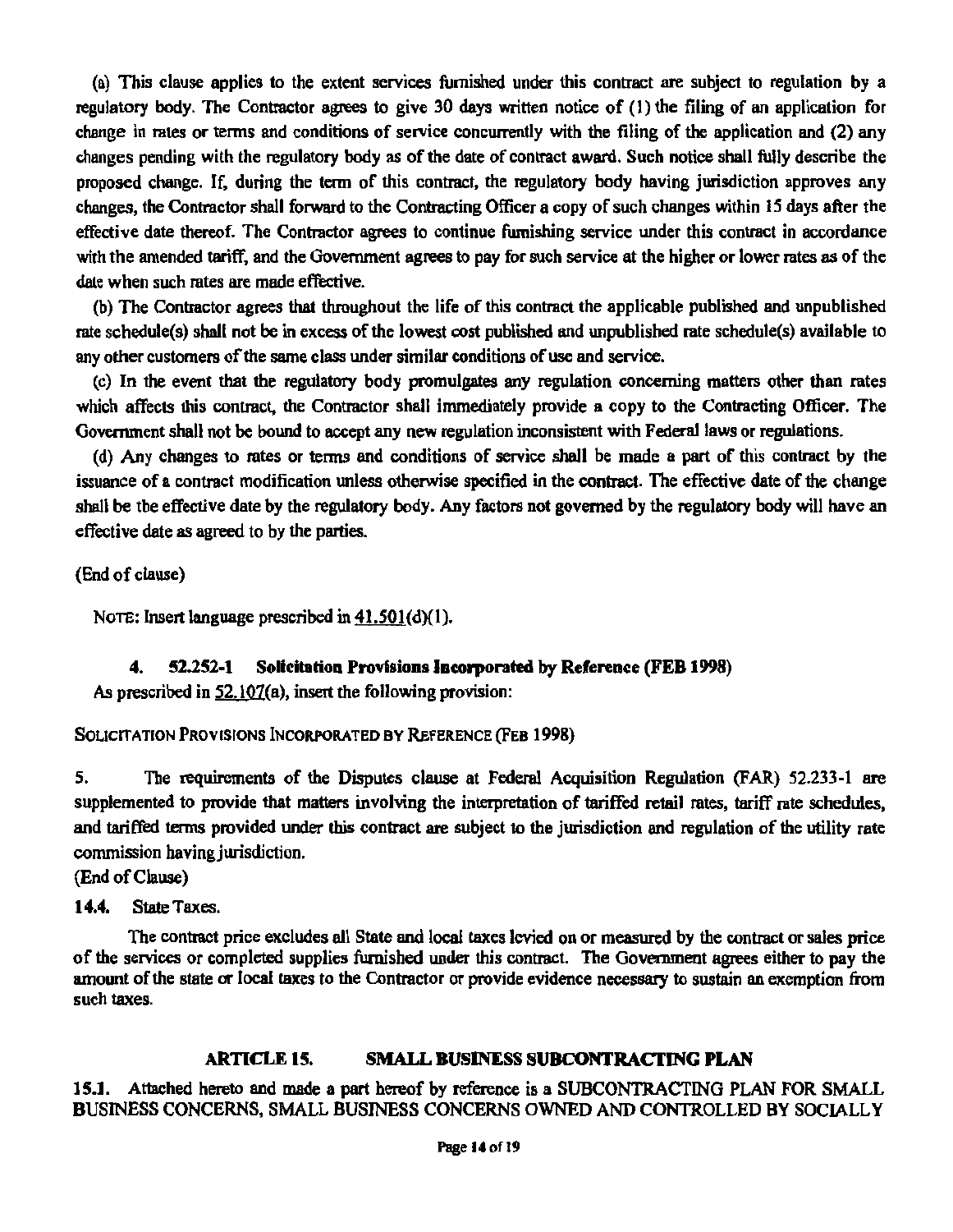(a) This clause applies to the extent services furnished under this contract are subject to regulation by a regulatory body. The Contractor agrees to give 30 days written notice of (1) the filing of an application for change in rates or terms and conditions of service concurrently with the filing of the application and (2) any changes pending with the regulatory body as of the date of contract award. Such notice shall fully describe the proposed change. If, during the term of this contract, the regulatory body having jurisdiction approves any changes, the Contractor shall forward to the Contracting Officer a copy of such changes within 15 days after the effective date thereof. The Contractor agrees to continue furnishing service under this contract in accordance with the amended tariff, and the Government agrees to pay for such service at the higher or lower rates as of the date when such rates are made effective.

(b) The Contractor agrees that throughout the life of this contract the applicable published and unpublished rate schedule(s) shall not be in excess of the lowest cost published and unpublished rate schedule(s) available to any other customers of the same class under similar conditions of use and service.

(c) In the event that the regulatory body promulgates any regulation concerning matters other than rates which affects this contract, the Contractor shall immediately provide a copy to the Contracting Officer. The Government shall not be bound to accept any new regulation inconsistent with Federal laws or regulations.

(d) Any changes to rates or terms and conditions of service shall be made a part of this contract by the issuance of a contract modification unless otherwise specified in the contract. The effective date of the change shall be the effective date by the regulatory body. Any factors not governed by the regulatory body will have an effective date as agreed to by the parties.

(End of clause)

NOTE: Insert language prescribed in 41.501(d)(1).

**4. 52.252-1 Solicitation Provisions Incorporated by Reference (FEB 1998)**

As prescribed in 52.107(a), insert the following provision:

SOLICITATION PROVISIONS INCORPORATED BY REFERENCE (FEB 1998)

5. The requirements of the Disputes clause at Federal Acquisition Regulation (FAR) 52.233-1 are supplemented to provide that matters involving the interpretation of tariffed retail rates, tariff rate schedules, and tariffed terms provided under this contract are subject to the jurisdiction and regulation of the utility rate commission having jurisdiction.

(End of Clause)

14.4. State Taxes.

The contract price excludes all State and local taxes levied on or measured by the contract or sales price of the services or completed supplies furnished under this contract. The Government agrees either to pay the amount of the state or local taxes to the Contractor or provide evidence necessary to sustain an exemption from such taxes.

## ARTICLE 15. SMALL BUSINESS SUBCONTRACTING PLAN

**15.1.** Attached hereto and made a part hereof by reference is a SUBCONTRACTING PLAN FOR SMALL BUSINESS CONCERNS, SMALL BUSINESS CONCERNS OWNED AND CONTROLLED BY SOCIALLY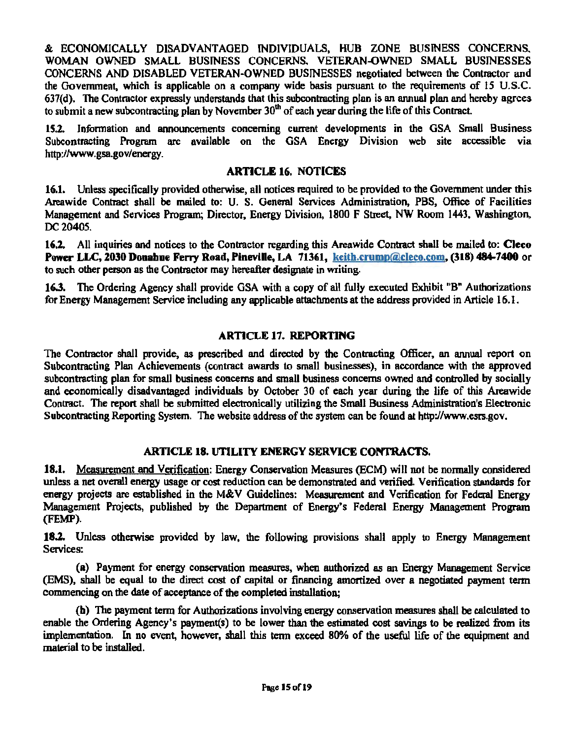& ECONOMICALLY DISADVANTAGED INDIVIDUALS, HUB ZONE BUSINESS CONCERNS, WOMAN OWNED SMALL BUSINESS CONCERNS, VETERAN-OWNED SMALL BUSINESSES CONCERNS AND DISABLED VETERAN-OWNED BUSINESSES negotiated between the Contractor and the Government, which is applicable on a company wide basis pursuant to the requirements of 15 U.S.C. 637(d). The Contractor expressly understands that this subcontracting plan is an annual plan and hereby agrees to submit a new subcontracting plan by November 30th of each year during the life of this Contract.

**15.2.** Information and announcements concerning current developments in the GSA Small Business Subcontracting Program are available on the GSA Energy Division web site accessible via http://www.gsa.gov/energy.

## ARTICLE 16. NOTICES

**16.1.** Unless specifically provided otherwise, all notices required to be provided to the Government under this Areawide Contract shall be mailed to: U. S. General Services Administration, PBS, Office of Facilities Management and Services Program; Director, Energy Division, 1800 F Street, NW Room 1443, Washington, DC 20405.

**16.2.** All inquiries and notices to the Contractor regarding this Areawide Contract shall be mailed to: **Cleco Power LLC, 2030 Donahue Ferry Road, Pineville, LA 71361,** keith.crump@cleco.com, **(318) 484-7400** or to such other person as the Contractor may hereafter designate in writing.

**16.3.** The Ordering Agency shall provide GSA with a copy of all fully executed Exhibit "B" Authorizations for Energy Management Service including any applicable attachments at the address provided in Article 16.1.

## ARTICLE 17. REPORTING

The Contractor shall provide, as prescribed and directed by the Contracting Officer, an annual report on Subcontracting Plan Achievements (contract awards to small businesses), in accordance with the approved subcontracting plan for small business concerns and small business concerns owned and controlled by socially and economically disadvantaged individuals by October 30 of each year during the life of this Areawide Contract. The report shall be submitted electronically utilizing the Small Business Administration's Electronic Subcontracting Reporting System. The website address of the system can be found at http://www.esrs.gov.

## ARTICLE 18. UTILITY ENERGY SERVICE CONTRACTS.

**18.1.** Measurement and Verification: Energy Conservation Measures (ECM) will not be normally considered unless a net overall energy usage or cost reduction can be demonstrated and verified. Verification standards for energy projects are established in the M&V Guidelines: Measurement and Verification for Federal Energy Management Projects, published by the Department of Energy's Federal Energy Management Program (FEMP).

**18.2.** Unless otherwise provided by law, the following provisions shall apply to Energy Management Services:

**(a)** Payment for energy conservation measures, when authorized as an Energy Management Service (EMS), shall be equal to the direct cost of capital or financing amortized over a negotiated payment term commencing on the date of acceptance of the completed installation;

**(b)** The payment term for Authorizations involving energy conservation measures shall be calculated to enable the Ordering Agency's payment(s) to be lower than the estimated cost savings to be realized from its implementation. In no event, however, shall this term exceed 80% of the useful life of the equipment and material to be installed.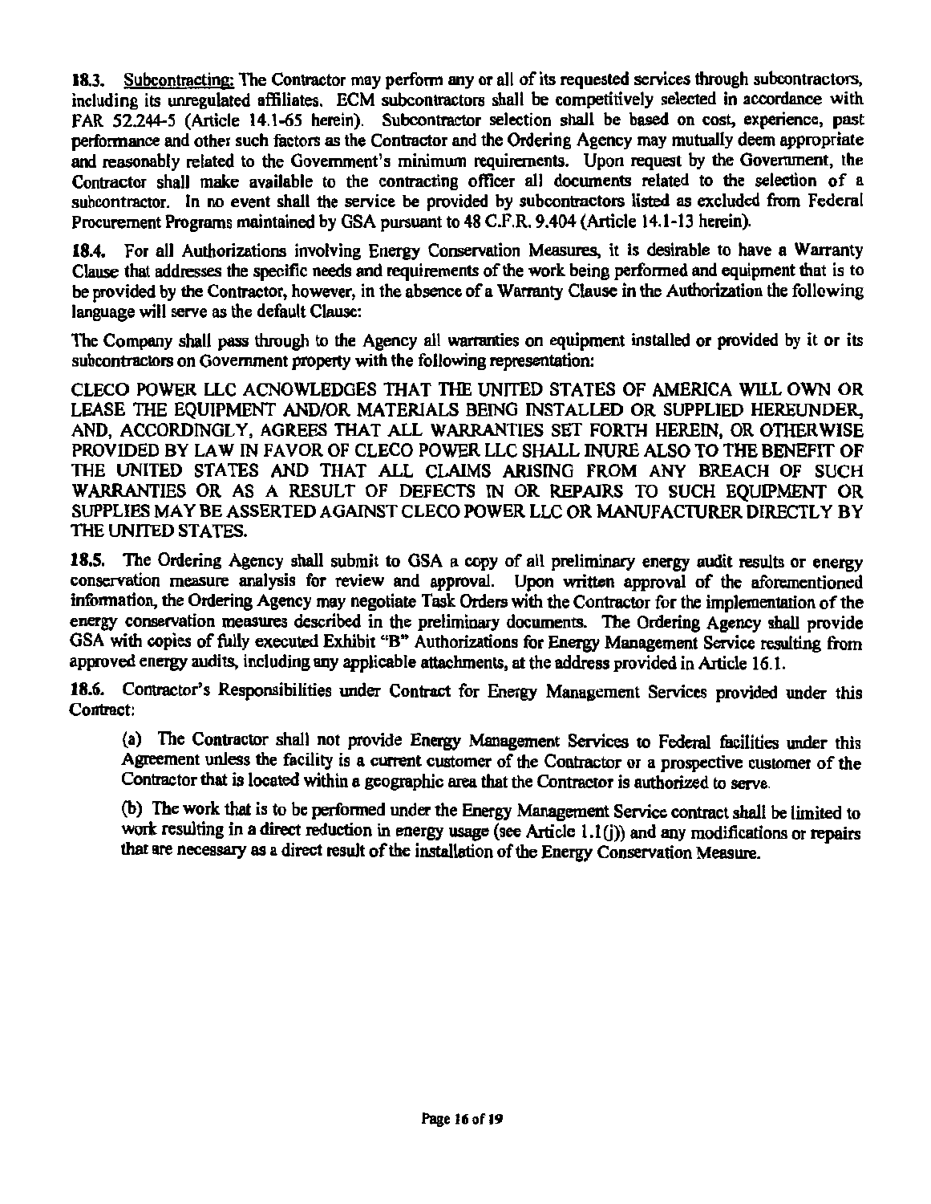**18.3.** Subcontracting: The Contractor may perform any or all of its requested services through subcontractors, including its unregulated affiliates. ECM subcontractors shall be competitively selected in accordance with FAR 52.244-5 (Article 14.1-65 herein). Subcontractor selection shall be based on cost, experience, past performance and other such factors as the Contractor and the Ordering Agency may mutually deem appropriate and reasonably related to the Government's minimum requirements. Upon request by the Government, the Contractor shall make available to the contracting officer all documents related to the selection of a subcontractor. In no event shall the service be provided by subcontractors listed as excluded from Federal Procurement Programs maintained by GSA pursuant to 48 C.F.R. 9.404 (Article 14.1-13 herein).

**18.4.** For all Authorizations involving Energy Conservation Measures, it is desirable to have a Warranty Clause that addresses the specific needs and requirements of the work being performed and equipment that is to be provided by the Contractor, however, in the absence of a Warranty Clause in the Authorization the following language will serve as the default Clause:

The Company shall pass through to the Agency all warranties on equipment installed or provided by it or its subcontractors on Government property with the following representation:

CLECO POWER LLC ACNOWLEDGES THAT THE UNITED STATES OF AMERICA WILL OWN OR LEASE THE EQUIPMENT AND/OR MATERIALS BEING INSTALLED OR SUPPLIED HEREUNDER, AND, ACCORDINGLY, AGREES THAT ALL WARRANTIES SET FORTH HEREIN, OR OTHERWISE PROVIDED BY LAW IN FAVOR OF CLECO POWER LLC SHALL INURE ALSO TO THE BENEFIT OF THE UNITED STATES AND THAT ALL CLAIMS ARISING FROM ANY BREACH OF SUCH WARRANTIES OR AS A RESULT OF DEFECTS IN OR REPAIRS TO SUCH EQUIPMENT OR SUPPLIES MAY BE ASSERTED AGAINST CLECO POWER LLC OR MANUFACTURER DIRECTLY BY THE UNITED STATES.

**18.5.** The Ordering Agency shall submit to GSA a copy of all preliminary energy audit results or energy conservation measure analysis for review and approval. Upon written approval of the aforementioned information, the Ordering Agency may negotiate Task Orders with the Contractor for the implementation of the energy conservation measures described in the preliminary documents. The Ordering Agency shall provide GSA with copies of fully executed Exhibit "B" Authorizations for Energy Management Service resulting from approved energy audits, including any applicable attachments, at the address provided in Article 16.1.

**18.6.** Contractor's Responsibilities under Contract for Energy Management Services provided under this Contract:

(a) The Contractor shall not provide Energy Management Services to Federal facilities under this Agreement unless the facility is a current customer of the Contractor or a prospective customer of the Contractor that is located within a geographic area that the Contractor is authorized to serve.

(b) The work that is to be performed under the Energy Management Service contract shall be limited to work resulting in a direct reduction in energy usage (see Article 1.1(j)) and any modifications or repairs that are necessary as a direct result of the installation of the Energy Conservation Measure.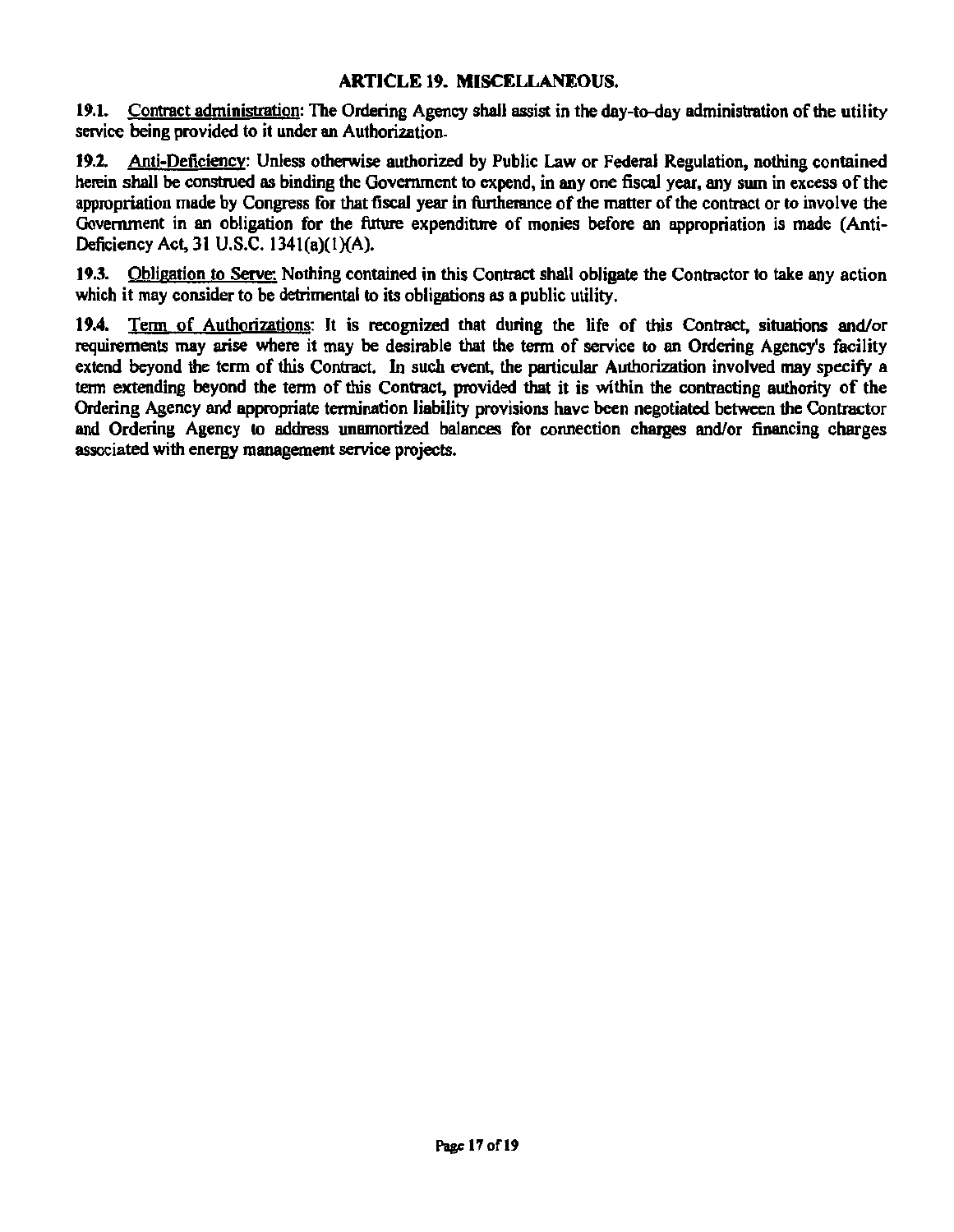## ARTICLE 19. MISCELLANEOUS.

**19.1.** Contract administration: The Ordering Agency shall assist in the day-to-day administration of the utility service being provided to it under an Authorization.

**19.2.** Anti-Deficiency: Unless otherwise authorized by Public Law or Federal Regulation, nothing contained herein shall be construed as binding the Government to expend, in any one fiscal year, any sum in excess of the appropriation made by Congress for that fiscal year in furtherance of the matter of the contract or to involve the Government in an obligation for the future expenditure of monies before an appropriation is made (Anti-Deficiency Act, 31 U.S.C. 1341(a)(1)(A).

**19.3.** Obligation to Serve: Nothing contained in this Contract shall obligate the Contractor to take any action which it may consider to be detrimental to its obligations as a public utility.

**19.4.** Term of Authorizations: It is recognized that during the life of this Contract, situations and/or requirements may arise where it may be desirable that the term of service to an Ordering Agency's facility extend beyond the term of this Contract. In such event, the particular Authorization involved may specify a term extending beyond the term of this Contract, provided that it is within the contracting authority of the Ordering Agency and appropriate termination liability provisions have been negotiated between the Contractor and Ordering Agency to address unamortized balances for connection charges and/or financing charges associated with energy management service projects.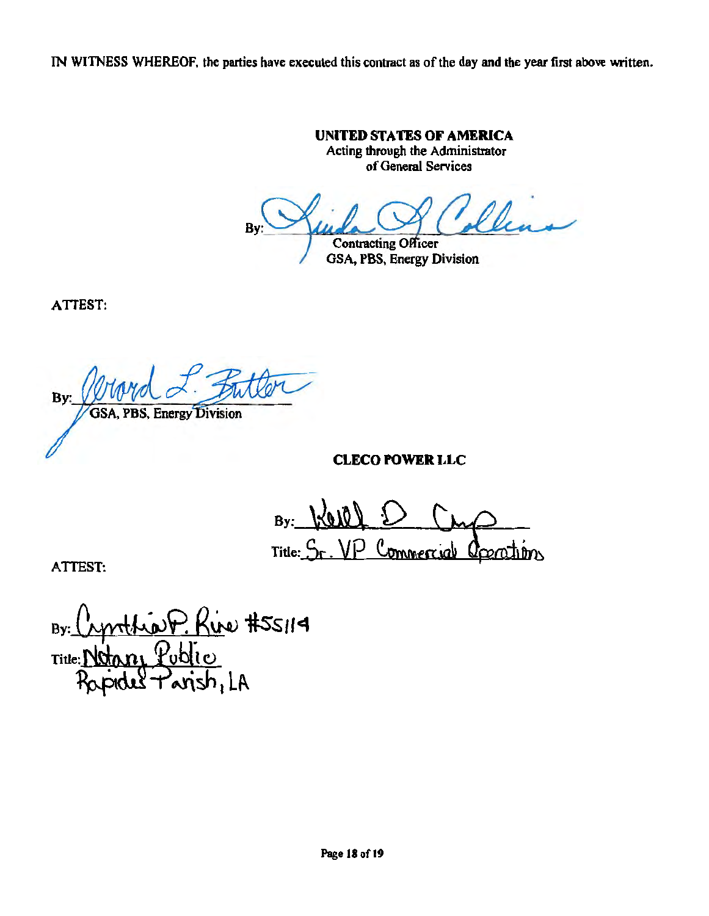IN WITNESS WHEREOF, the parties have executed this contract as of the day and the year first above written.

**UNITED STATES OF AMERICA**
Acting through the Administrator
of General Services

By: Linda S. Collins
Contracting Officer
GSA, PBS, Energy Division

ATTEST:

By: Gerard L. Butler
GSA, PBS, Energy Division

**CLECO POWER LLC**

By: Keith D. Crump
Title: Sr. VP Commercial Operations

ATTEST:

By: Cynthia P. Rice #55114
Title: Notary Public
Rapides Parish, LA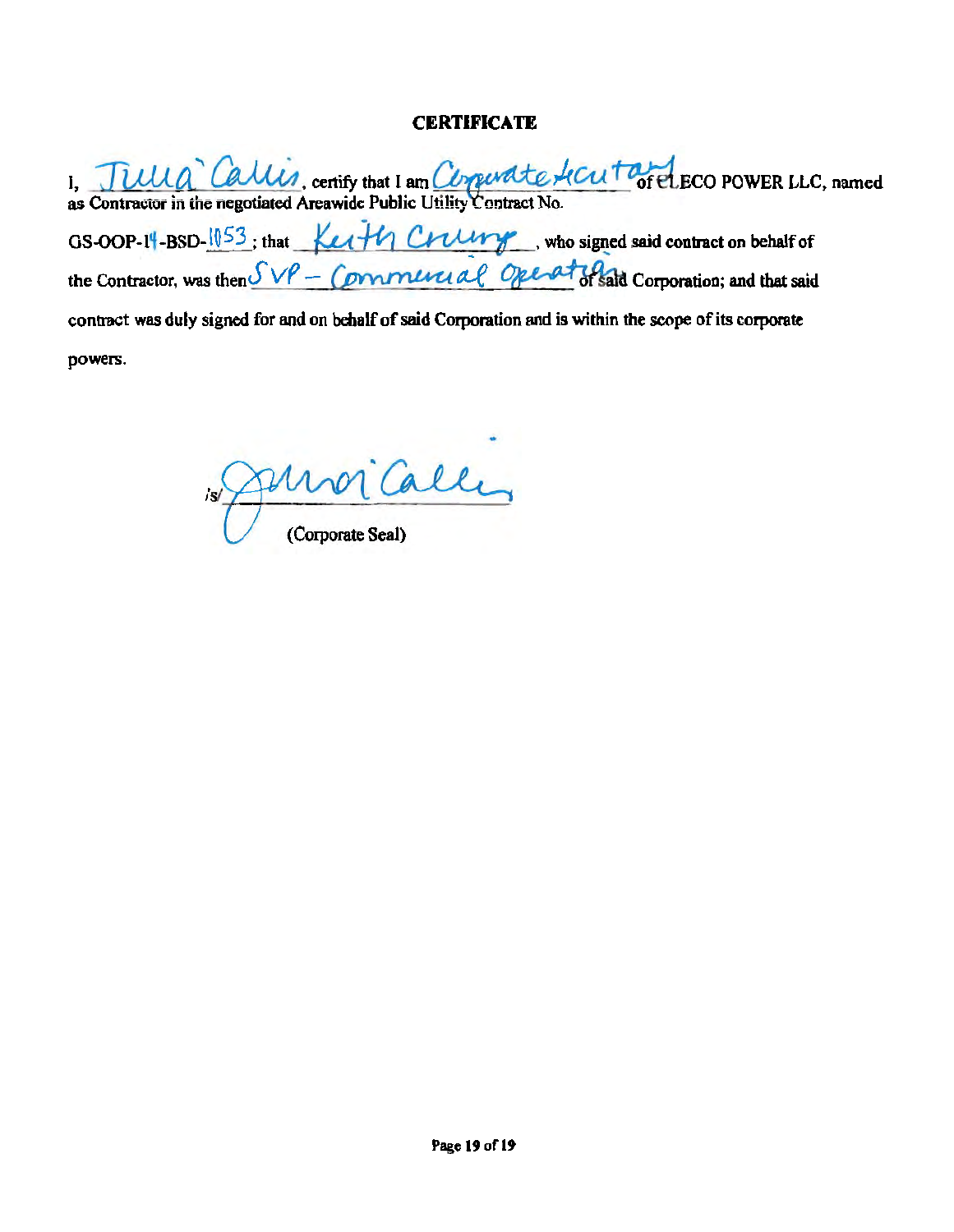# CERTIFICATE

I, Julia Callis, certify that I am Corporate Secretary of CLECO POWER LLC, named as Contractor in the negotiated Areawide Public Utility Contract No. GS-OOP-14-BSD-1053; that Keith Crump, who signed said contract on behalf of the Contractor, was then SVP - Commercial Operations of said Corporation; and that said contract was duly signed for and on behalf of said Corporation and is within the scope of its corporate powers.

/s/ Julia Callis

(Corporate Seal)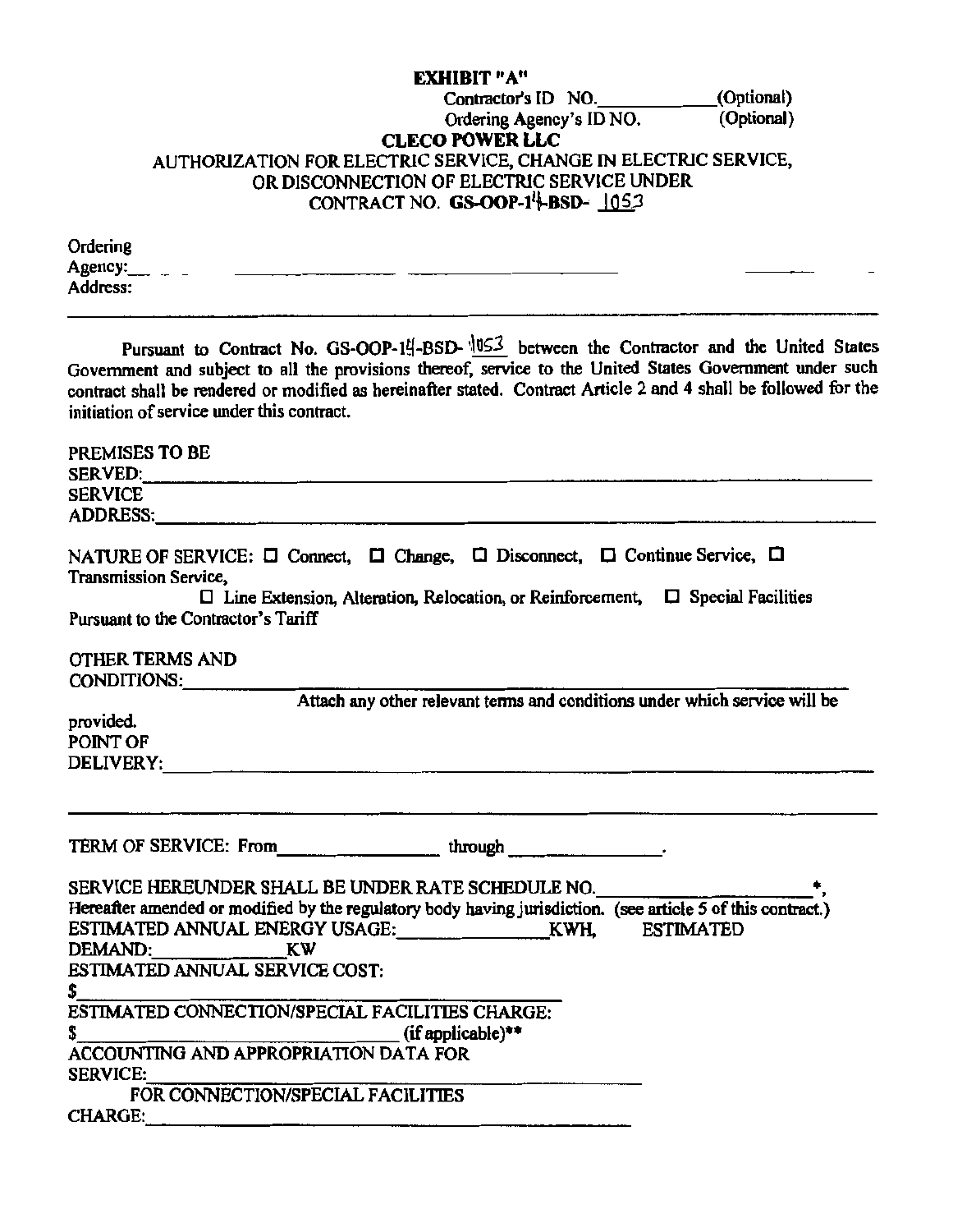**EXHIBIT "A"**

Contractor's ID NO.__________ (Optional)
Ordering Agency's ID NO. (Optional)

**CLECO POWER LLC**

AUTHORIZATION FOR ELECTRIC SERVICE, CHANGE IN ELECTRIC SERVICE, OR DISCONNECTION OF ELECTRIC SERVICE UNDER CONTRACT NO. **GS-OOP-14-BSD-** 1053

Ordering Agency: ______________________________________________
Address:

---

Pursuant to Contract No. GS-OOP-14-BSD-1053 between the Contractor and the United States Government and subject to all the provisions thereof, service to the United States Government under such contract shall be rendered or modified as hereinafter stated. Contract Article 2 and 4 shall be followed for the initiation of service under this contract.

PREMISES TO BE SERVED: ______________________________________________

SERVICE ADDRESS: ______________________________________________

NATURE OF SERVICE: ☐ Connect, ☐ Change, ☐ Disconnect, ☐ Continue Service, ☐ Transmission Service,
☐ Line Extension, Alteration, Relocation, or Reinforcement, ☐ Special Facilities
Pursuant to the Contractor's Tariff

OTHER TERMS AND CONDITIONS: ______________________________________________
Attach any other relevant terms and conditions under which service will be provided.

POINT OF DELIVERY: ______________________________________________

---

TERM OF SERVICE: From______________ through ______________.

SERVICE HEREUNDER SHALL BE UNDER RATE SCHEDULE NO.__________________*,
Hereafter amended or modified by the regulatory body having jurisdiction. (see article 5 of this contract.)

ESTIMATED ANNUAL ENERGY USAGE:______________KWH, ESTIMATED DEMAND:____________KW

ESTIMATED ANNUAL SERVICE COST:
$______________________________

ESTIMATED CONNECTION/SPECIAL FACILITIES CHARGE:
$______________________________ (if applicable)**

ACCOUNTING AND APPROPRIATION DATA FOR SERVICE: ______________________________

FOR CONNECTION/SPECIAL FACILITIES CHARGE: ______________________________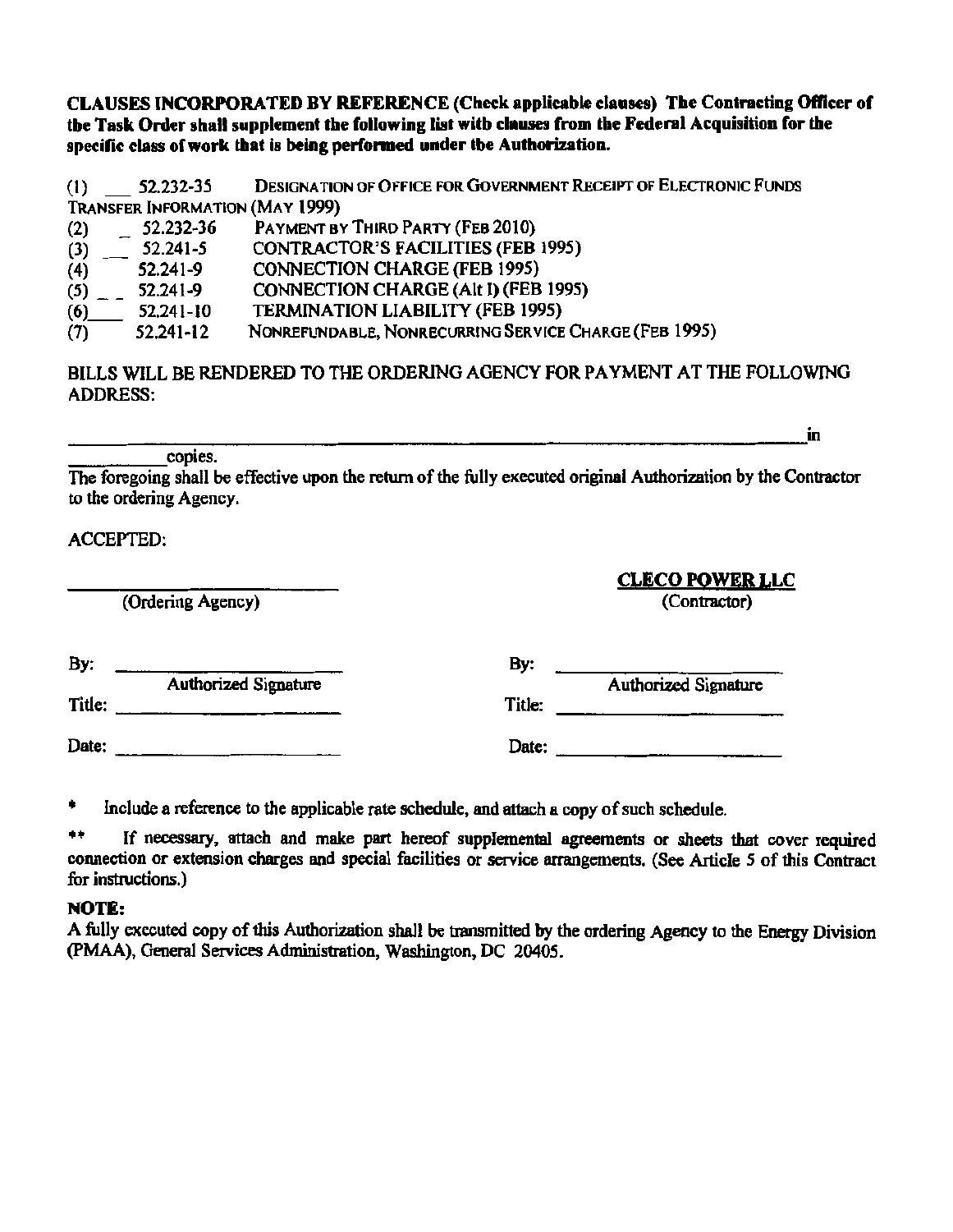**CLAUSES INCORPORATED BY REFERENCE (Check applicable clauses) The Contracting Officer of the Task Order shall supplement the following list with clauses from the Federal Acquisition for the specific class of work that is being performed under the Authorization.**

(1) ___ 52.232-35 DESIGNATION OF OFFICE FOR GOVERNMENT RECEIPT OF ELECTRONIC FUNDS TRANSFER INFORMATION (MAY 1999)
(2) _ 52.232-36 PAYMENT BY THIRD PARTY (FEB 2010)
(3) __ 52.241-5 CONTRACTOR'S FACILITIES (FEB 1995)
(4) 52.241-9 CONNECTION CHARGE (FEB 1995)
(5) _ _ 52.241-9 CONNECTION CHARGE (Alt I) (FEB 1995)
(6)____ 52.241-10 TERMINATION LIABILITY (FEB 1995)
(7) 52.241-12 NONREFUNDABLE, NONRECURRING SERVICE CHARGE (FEB 1995)

BILLS WILL BE RENDERED TO THE ORDERING AGENCY FOR PAYMENT AT THE FOLLOWING ADDRESS:

______________________________________________________________________ in
__________ copies.

The foregoing shall be effective upon the return of the fully executed original Authorization by the Contractor to the ordering Agency.

ACCEPTED:

| | |
|---|---|
| ______________________ (Ordering Agency) | **CLECO POWER LLC** (Contractor) |
| By: ______________________ Authorized Signature | By: ______________________ Authorized Signature |
| Title: ______________________ | Title: ______________________ |
| Date: ______________________ | Date: ______________________ |

\* Include a reference to the applicable rate schedule, and attach a copy of such schedule.

\*\* If necessary, attach and make part hereof supplemental agreements or sheets that cover required connection or extension charges and special facilities or service arrangements. (See Article 5 of this Contract for instructions.)

**NOTE:**
A fully executed copy of this Authorization shall be transmitted by the ordering Agency to the Energy Division (PMAA), General Services Administration, Washington, DC 20405.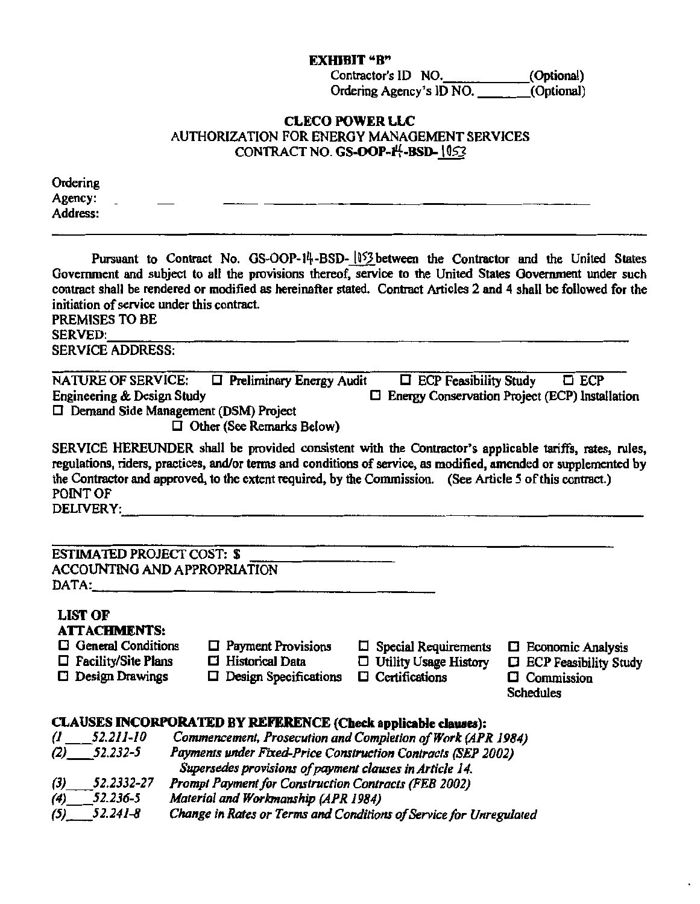**EXHIBIT "B"**

Contractor's ID NO.____________(Optional)
Ordering Agency's ID NO. ________(Optional)

**CLECO POWER LLC**
AUTHORIZATION FOR ENERGY MANAGEMENT SERVICES
CONTRACT NO. **GS-OOP-14-BSD-**1053

Ordering
Agency:
Address:

---

Pursuant to Contract No. GS-OOP-14-BSD-1053 between the Contractor and the United States Government and subject to all the provisions thereof, service to the United States Government under such contract shall be rendered or modified as hereinafter stated. Contract Articles 2 and 4 shall be followed for the initiation of service under this contract.

PREMISES TO BE
SERVED:______________________________________________________________

SERVICE ADDRESS:

---

NATURE OF SERVICE: ☐ Preliminary Energy Audit ☐ ECP Feasibility Study ☐ ECP Engineering & Design Study ☐ Energy Conservation Project (ECP) Installation
☐ Demand Side Management (DSM) Project
☐ Other (See Remarks Below)

SERVICE HEREUNDER shall be provided consistent with the Contractor's applicable tariffs, rates, rules, regulations, riders, practices, and/or terms and conditions of service, as modified, amended or supplemented by the Contractor and approved, to the extent required, by the Commission. (See Article 5 of this contract.)

POINT OF
DELIVERY:______________________________________________________________

---

ESTIMATED PROJECT COST: $ ________________

ACCOUNTING AND APPROPRIATION
DATA:______________________________________________

**LIST OF ATTACHMENTS:**

| | | | |
|---|---|---|---|
| ☐ General Conditions | ☐ Payment Provisions | ☐ Special Requirements | ☐ Economic Analysis |
| ☐ Facility/Site Plans | ☐ Historical Data | ☐ Utility Usage History | ☐ ECP Feasibility Study |
| ☐ Design Drawings | ☐ Design Specifications | ☐ Certifications | ☐ Commission Schedules |

**CLAUSES INCORPORATED BY REFERENCE (Check applicable clauses):**

*(1 ____52.211-10* *Commencement, Prosecution and Completion of Work (APR 1984)*
*(2)____52.232-5* *Payments under Fixed-Price Construction Contracts (SEP 2002)*
*Supersedes provisions of payment clauses in Article 14.*
*(3)____52.2332-27* *Prompt Payment for Construction Contracts (FEB 2002)*
*(4)____52.236-5* *Material and Workmanship (APR 1984)*
*(5)____52.241-8* *Change in Rates or Terms and Conditions of Service for Unregulated*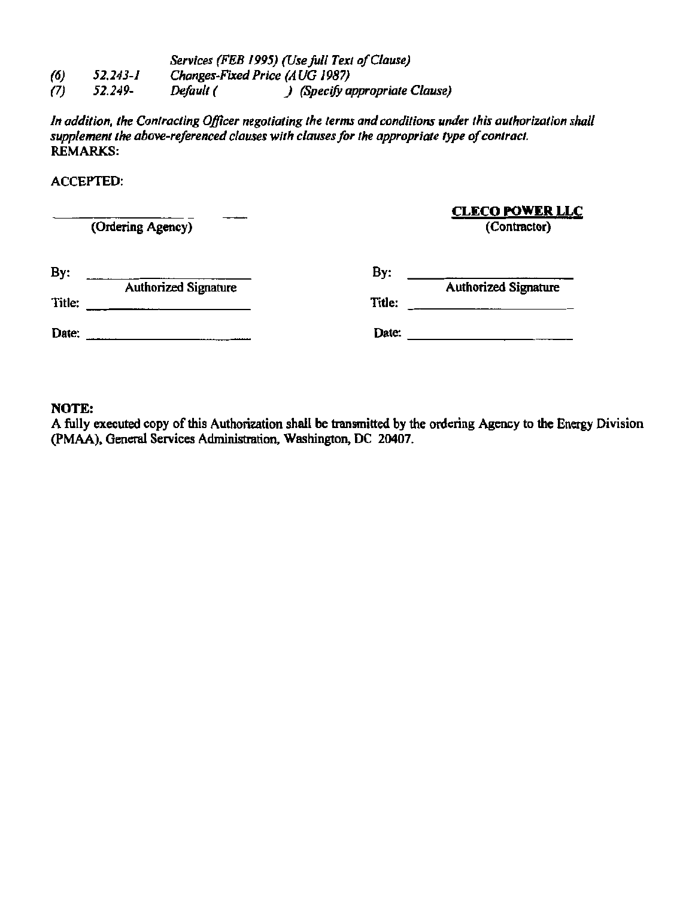*Services (FEB 1995) (Use full Text of Clause)*

*(6)* *52.243-1* *Changes-Fixed Price (AUG 1987)*

*(7)* *52.249-* *Default (* *) (Specify appropriate Clause)*

*In addition, the Contracting Officer negotiating the terms and conditions under this authorization shall supplement the above-referenced clauses with clauses for the appropriate type of contract.*

**REMARKS:**

ACCEPTED:

| | |
|---|---|
| ____________________ | **CLECO POWER LLC** |
| (Ordering Agency) | (Contractor) |
| By: ____________________ | By: ____________________ |
| Authorized Signature | Authorized Signature |
| Title: ____________________ | Title: ____________________ |
| Date: ____________________ | Date: ____________________ |

**NOTE:**

A fully executed copy of this Authorization shall be transmitted by the ordering Agency to the Energy Division (PMAA), General Services Administration, Washington, DC 20407.